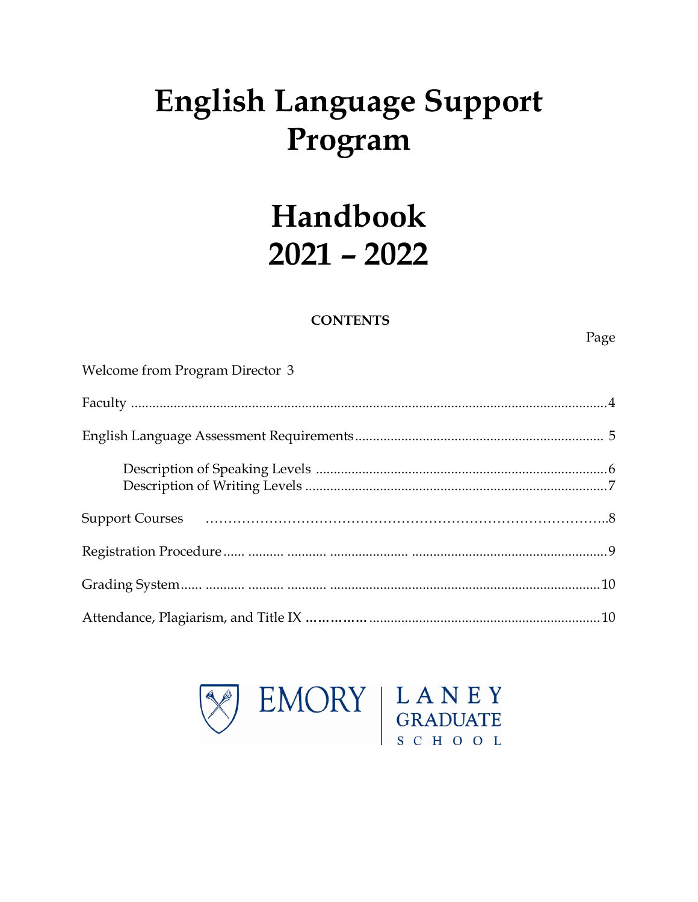# English Language Support Program

# Handbook 2021 – 2022

**CONTENTS**

| | Page |
|---|---|
| Welcome from Program Director | 3 |
| Faculty | 4 |
| English Language Assessment Requirements | 5 |
| Description of Speaking Levels | 6 |
| Description of Writing Levels | 7 |
| Support Courses | 8 |
| Registration Procedure | 9 |
| Grading System | 10 |
| Attendance, Plagiarism, and Title IX | 10 |

EMORY | LANEY GRADUATE SCHOOL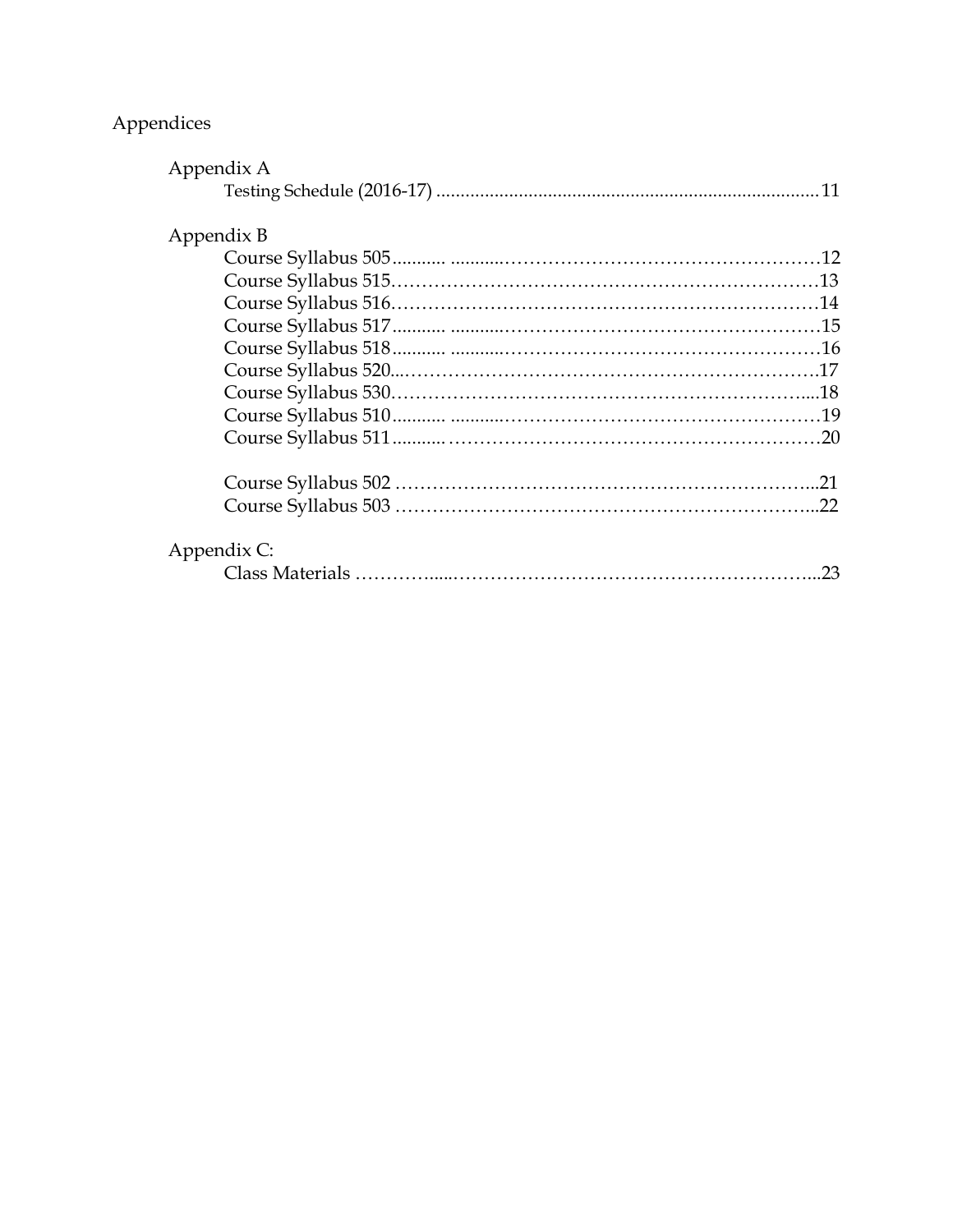# Appendices

## Appendix A

Testing Schedule (2016-17) ........................................................................... 11

## Appendix B

Course Syllabus 505 ........... ...........…………………………………………12
Course Syllabus 515……………………………………………………………13
Course Syllabus 516……………………………………………………………14
Course Syllabus 517 ........... ...........…………………………………………15
Course Syllabus 518 ........... ...........…………………………………………16
Course Syllabus 520...………………………………………………………….17
Course Syllabus 530………………………………………………………….....18
Course Syllabus 510 ........... ...........…………………………………………19
Course Syllabus 511 ........... …………………………………………………20

Course Syllabus 502 ……………………………………………………….....21
Course Syllabus 503 ……………………………………………………….....22

## Appendix C:

Class Materials ……….......……………………………………………….....23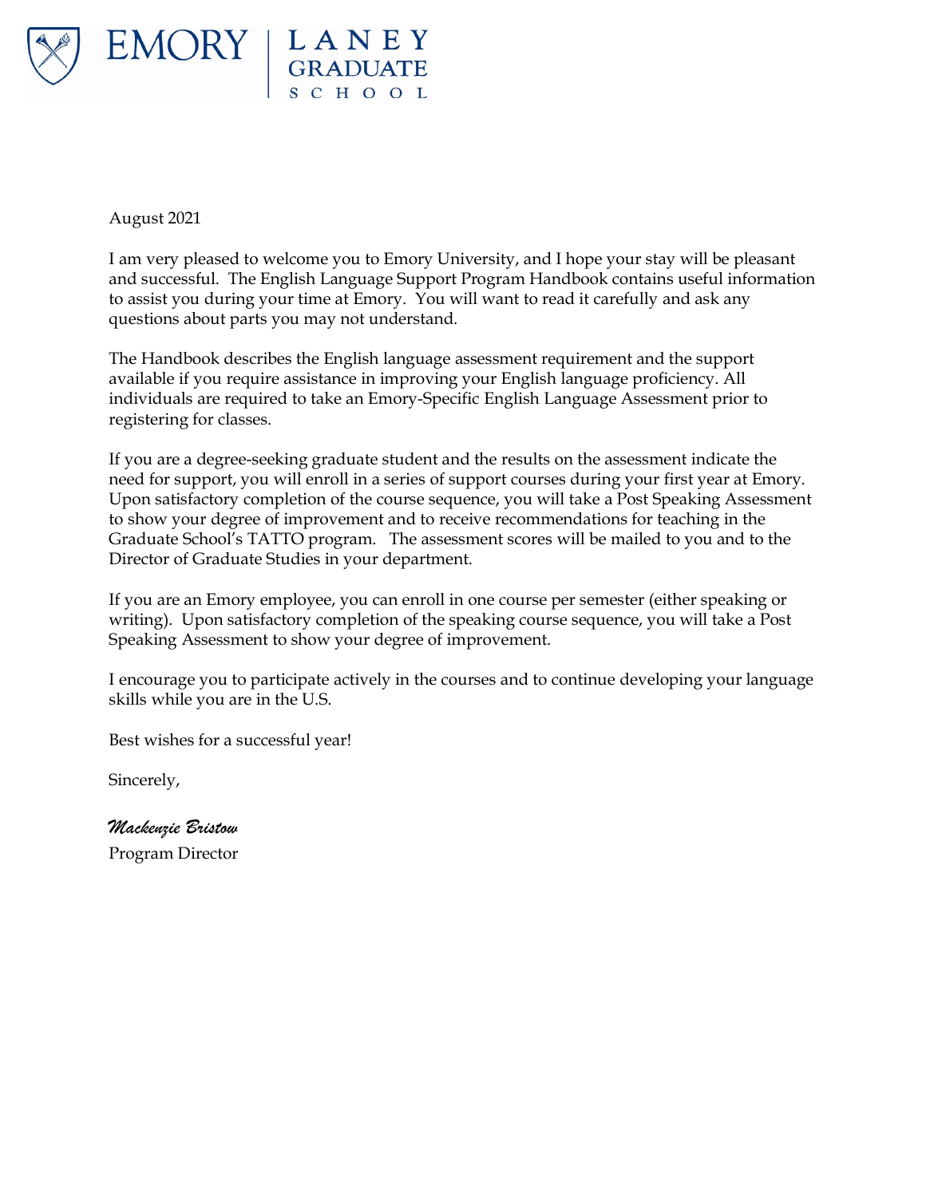EMORY | LANEY GRADUATE SCHOOL

August 2021

I am very pleased to welcome you to Emory University, and I hope your stay will be pleasant and successful. The English Language Support Program Handbook contains useful information to assist you during your time at Emory. You will want to read it carefully and ask any questions about parts you may not understand.

The Handbook describes the English language assessment requirement and the support available if you require assistance in improving your English language proficiency. All individuals are required to take an Emory-Specific English Language Assessment prior to registering for classes.

If you are a degree-seeking graduate student and the results on the assessment indicate the need for support, you will enroll in a series of support courses during your first year at Emory. Upon satisfactory completion of the course sequence, you will take a Post Speaking Assessment to show your degree of improvement and to receive recommendations for teaching in the Graduate School's TATTO program. The assessment scores will be mailed to you and to the Director of Graduate Studies in your department.

If you are an Emory employee, you can enroll in one course per semester (either speaking or writing). Upon satisfactory completion of the speaking course sequence, you will take a Post Speaking Assessment to show your degree of improvement.

I encourage you to participate actively in the courses and to continue developing your language skills while you are in the U.S.

Best wishes for a successful year!

Sincerely,

*Mackenzie Bristow*

Program Director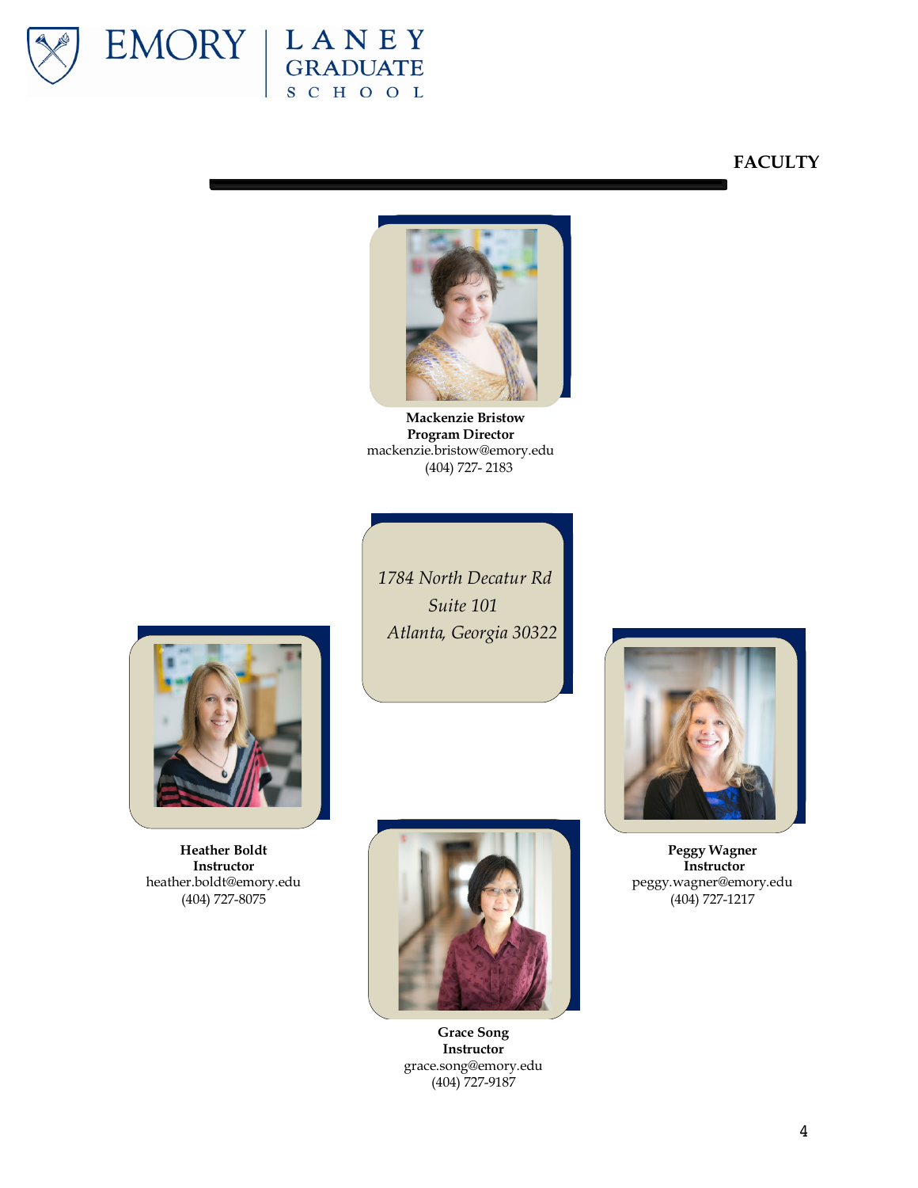# FACULTY

**Mackenzie Bristow**
**Program Director**
mackenzie.bristow@emory.edu
(404) 727- 2183

*1784 North Decatur Rd*
*Suite 101*
*Atlanta, Georgia 30322*

**Heather Boldt**
**Instructor**
heather.boldt@emory.edu
(404) 727-8075

**Peggy Wagner**
**Instructor**
peggy.wagner@emory.edu
(404) 727-1217

**Grace Song**
**Instructor**
grace.song@emory.edu
(404) 727-9187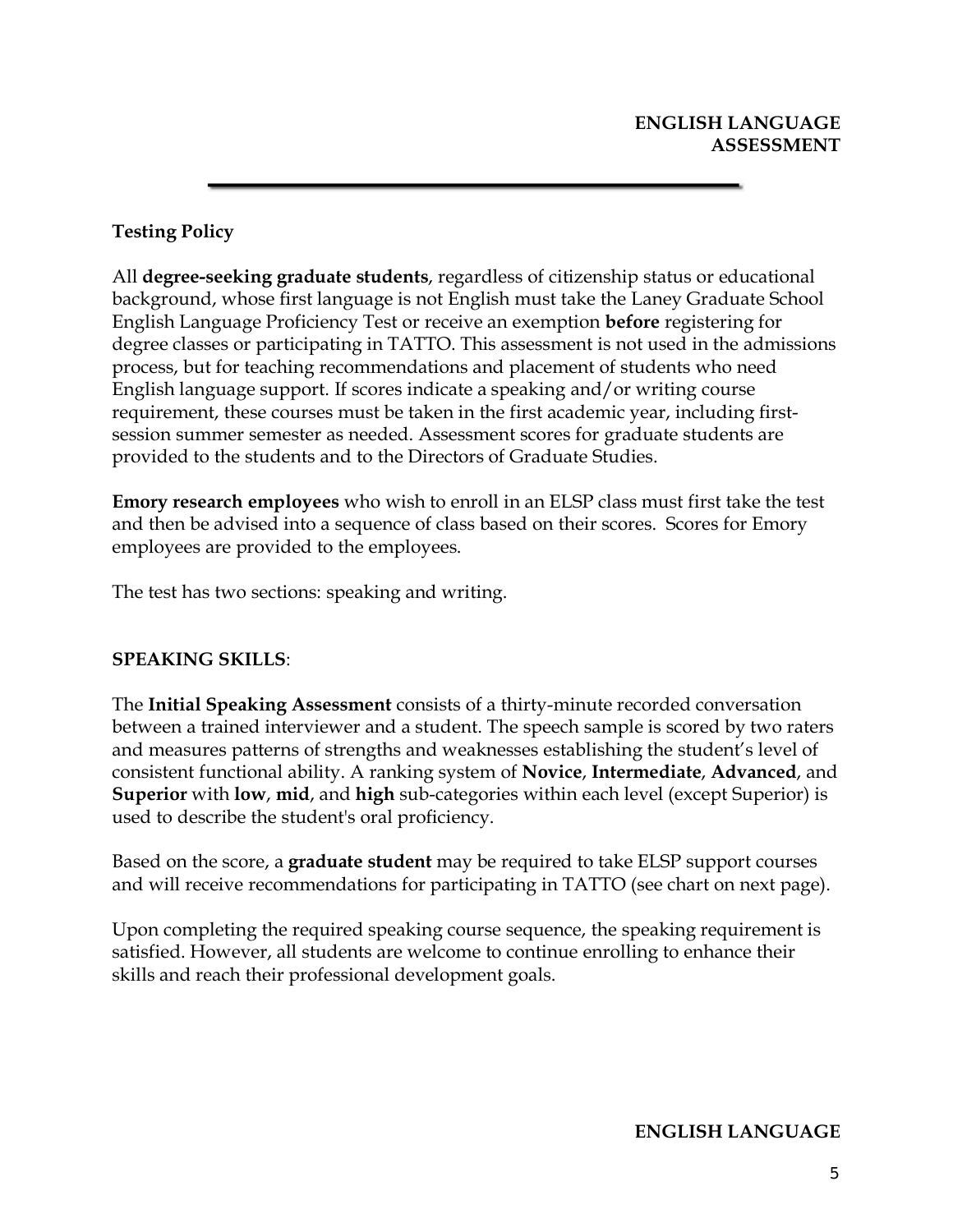# ENGLISH LANGUAGE ASSESSMENT

## Testing Policy

All **degree-seeking graduate students**, regardless of citizenship status or educational background, whose first language is not English must take the Laney Graduate School English Language Proficiency Test or receive an exemption **before** registering for degree classes or participating in TATTO. This assessment is not used in the admissions process, but for teaching recommendations and placement of students who need English language support. If scores indicate a speaking and/or writing course requirement, these courses must be taken in the first academic year, including first-session summer semester as needed. Assessment scores for graduate students are provided to the students and to the Directors of Graduate Studies.

**Emory research employees** who wish to enroll in an ELSP class must first take the test and then be advised into a sequence of class based on their scores. Scores for Emory employees are provided to the employees.

The test has two sections: speaking and writing.

## SPEAKING SKILLS:

The **Initial Speaking Assessment** consists of a thirty-minute recorded conversation between a trained interviewer and a student. The speech sample is scored by two raters and measures patterns of strengths and weaknesses establishing the student's level of consistent functional ability. A ranking system of **Novice**, **Intermediate**, **Advanced**, and **Superior** with **low**, **mid**, and **high** sub-categories within each level (except Superior) is used to describe the student's oral proficiency.

Based on the score, a **graduate student** may be required to take ELSP support courses and will receive recommendations for participating in TATTO (see chart on next page).

Upon completing the required speaking course sequence, the speaking requirement is satisfied. However, all students are welcome to continue enrolling to enhance their skills and reach their professional development goals.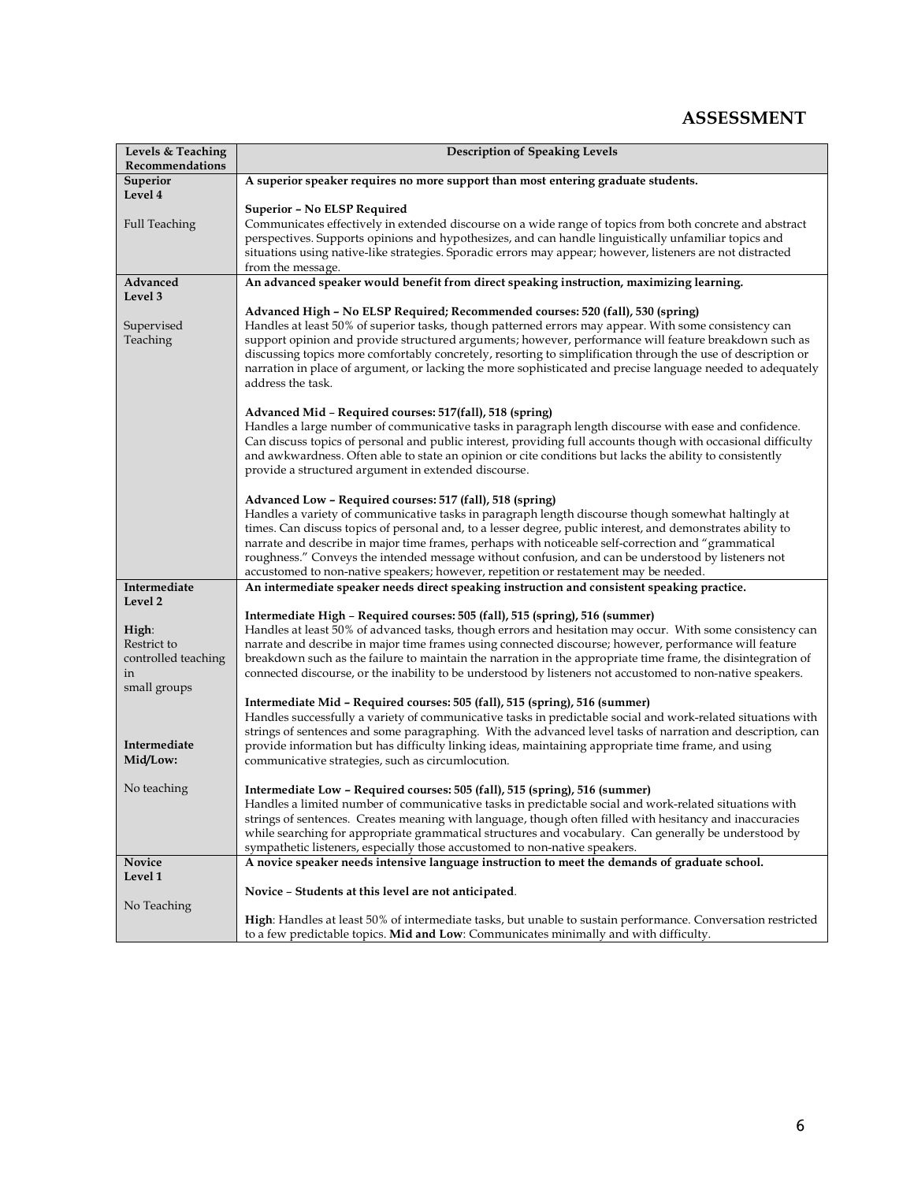# ASSESSMENT

| Levels & Teaching Recommendations | Description of Speaking Levels |
|---|---|
| **Superior Level 4**<br><br>Full Teaching | **A superior speaker requires no more support than most entering graduate students.**<br><br>**Superior – No ELSP Required**<br>Communicates effectively in extended discourse on a wide range of topics from both concrete and abstract perspectives. Supports opinions and hypothesizes, and can handle linguistically unfamiliar topics and situations using native-like strategies. Sporadic errors may appear; however, listeners are not distracted from the message. |
| **Advanced Level 3**<br><br>Supervised Teaching | **An advanced speaker would benefit from direct speaking instruction, maximizing learning.**<br><br>**Advanced High – No ELSP Required; Recommended courses: 520 (fall), 530 (spring)**<br>Handles at least 50% of superior tasks, though patterned errors may appear. With some consistency can support opinion and provide structured arguments; however, performance will feature breakdown such as discussing topics more comfortably concretely, resorting to simplification through the use of description or narration in place of argument, or lacking the more sophisticated and precise language needed to adequately address the task.<br><br>**Advanced Mid – Required courses: 517(fall), 518 (spring)**<br>Handles a large number of communicative tasks in paragraph length discourse with ease and confidence. Can discuss topics of personal and public interest, providing full accounts though with occasional difficulty and awkwardness. Often able to state an opinion or cite conditions but lacks the ability to consistently provide a structured argument in extended discourse.<br><br>**Advanced Low – Required courses: 517 (fall), 518 (spring)**<br>Handles a variety of communicative tasks in paragraph length discourse though somewhat haltingly at times. Can discuss topics of personal and, to a lesser degree, public interest, and demonstrates ability to narrate and describe in major time frames, perhaps with noticeable self-correction and "grammatical roughness." Conveys the intended message without confusion, and can be understood by listeners not accustomed to non-native speakers; however, repetition or restatement may be needed. |
| **Intermediate Level 2**<br><br>**High**:<br>Restrict to controlled teaching in small groups<br><br>**Intermediate Mid/Low:**<br><br>No teaching | **An intermediate speaker needs direct speaking instruction and consistent speaking practice.**<br><br>**Intermediate High – Required courses: 505 (fall), 515 (spring), 516 (summer)**<br>Handles at least 50% of advanced tasks, though errors and hesitation may occur. With some consistency can narrate and describe in major time frames using connected discourse; however, performance will feature breakdown such as the failure to maintain the narration in the appropriate time frame, the disintegration of connected discourse, or the inability to be understood by listeners not accustomed to non-native speakers.<br><br>**Intermediate Mid – Required courses: 505 (fall), 515 (spring), 516 (summer)**<br>Handles successfully a variety of communicative tasks in predictable social and work-related situations with strings of sentences and some paragraphing. With the advanced level tasks of narration and description, can provide information but has difficulty linking ideas, maintaining appropriate time frame, and using communicative strategies, such as circumlocution.<br><br>**Intermediate Low – Required courses: 505 (fall), 515 (spring), 516 (summer)**<br>Handles a limited number of communicative tasks in predictable social and work-related situations with strings of sentences. Creates meaning with language, though often filled with hesitancy and inaccuracies while searching for appropriate grammatical structures and vocabulary. Can generally be understood by sympathetic listeners, especially those accustomed to non-native speakers. |
| **Novice Level 1**<br><br>No Teaching | **A novice speaker needs intensive language instruction to meet the demands of graduate school.**<br><br>**Novice – Students at this level are not anticipated**.<br><br>**High**: Handles at least 50% of intermediate tasks, but unable to sustain performance. Conversation restricted to a few predictable topics. **Mid and Low**: Communicates minimally and with difficulty. |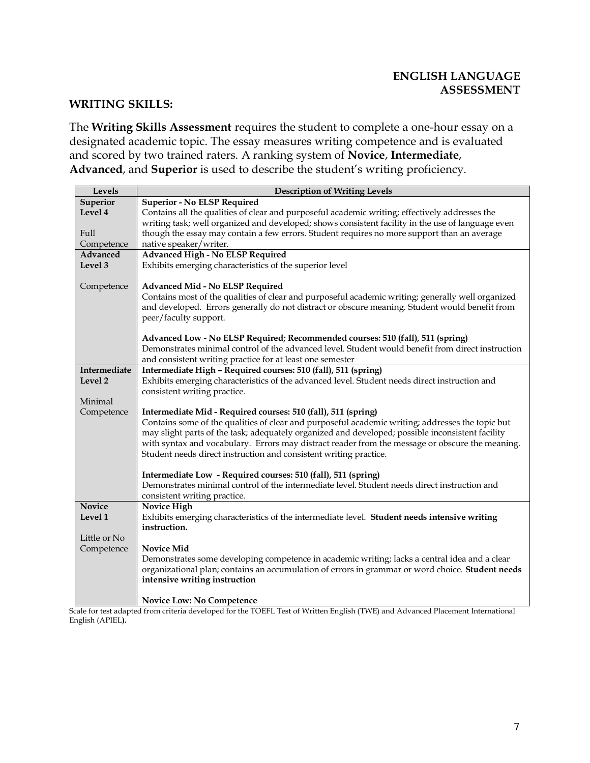# ENGLISH LANGUAGE ASSESSMENT

## WRITING SKILLS:

The **Writing Skills Assessment** requires the student to complete a one-hour essay on a designated academic topic. The essay measures writing competence and is evaluated and scored by two trained raters. A ranking system of **Novice**, **Intermediate**, **Advanced**, and **Superior** is used to describe the student's writing proficiency.

| Levels | Description of Writing Levels |
|---|---|
| **Superior Level 4**<br><br>Full Competence | **Superior - No ELSP Required**<br>Contains all the qualities of clear and purposeful academic writing; effectively addresses the writing task; well organized and developed; shows consistent facility in the use of language even though the essay may contain a few errors. Student requires no more support than an average native speaker/writer. |
| **Advanced Level 3**<br><br>Competence | **Advanced High - No ELSP Required**<br>Exhibits emerging characteristics of the superior level<br><br>**Advanced Mid - No ELSP Required**<br>Contains most of the qualities of clear and purposeful academic writing; generally well organized and developed. Errors generally do not distract or obscure meaning. Student would benefit from peer/faculty support.<br><br>**Advanced Low - No ELSP Required; Recommended courses: 510 (fall), 511 (spring)**<br>Demonstrates minimal control of the advanced level. Student would benefit from direct instruction and consistent writing practice for at least one semester |
| **Intermediate Level 2**<br><br>Minimal Competence | **Intermediate High – Required courses: 510 (fall), 511 (spring)**<br>Exhibits emerging characteristics of the advanced level. Student needs direct instruction and consistent writing practice.<br><br>**Intermediate Mid - Required courses: 510 (fall), 511 (spring)**<br>Contains some of the qualities of clear and purposeful academic writing; addresses the topic but may slight parts of the task; adequately organized and developed; possible inconsistent facility with syntax and vocabulary. Errors may distract reader from the message or obscure the meaning. Student needs direct instruction and consistent writing practice.<br><br>**Intermediate Low - Required courses: 510 (fall), 511 (spring)**<br>Demonstrates minimal control of the intermediate level. Student needs direct instruction and consistent writing practice. |
| **Novice Level 1**<br><br>Little or No Competence | **Novice High**<br>Exhibits emerging characteristics of the intermediate level. **Student needs intensive writing instruction.**<br><br>**Novice Mid**<br>Demonstrates some developing competence in academic writing; lacks a central idea and a clear organizational plan; contains an accumulation of errors in grammar or word choice. **Student needs intensive writing instruction**<br><br>**Novice Low: No Competence** |

Scale for test adapted from criteria developed for the TOEFL Test of Written English (TWE) and Advanced Placement International English (APIEL).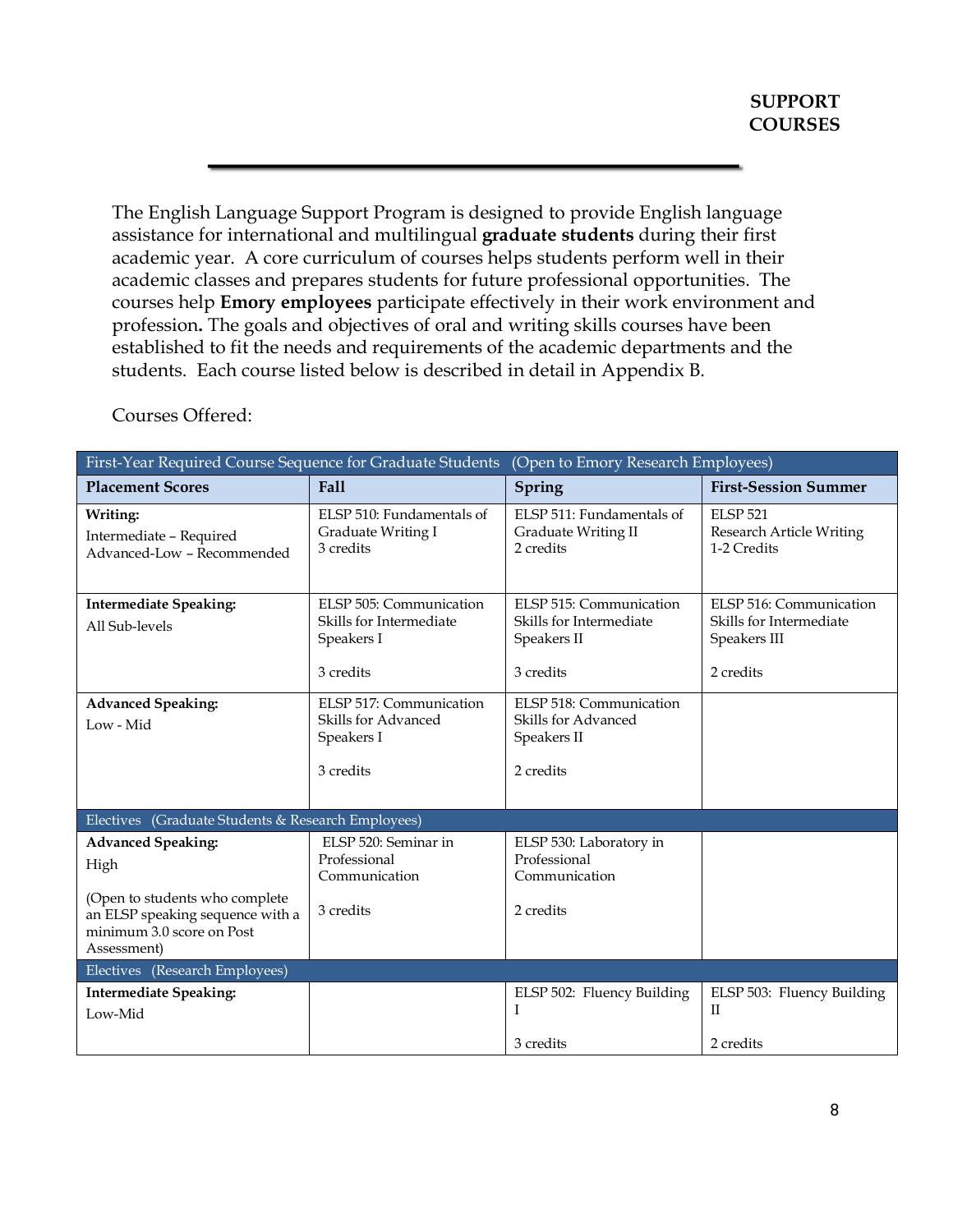# SUPPORT COURSES

The English Language Support Program is designed to provide English language assistance for international and multilingual **graduate students** during their first academic year. A core curriculum of courses helps students perform well in their academic classes and prepares students for future professional opportunities. The courses help **Emory employees** participate effectively in their work environment and profession**.** The goals and objectives of oral and writing skills courses have been established to fit the needs and requirements of the academic departments and the students. Each course listed below is described in detail in Appendix B.

Courses Offered:

| First-Year Required Course Sequence for Graduate Students (Open to Emory Research Employees) | | | |
|---|---|---|---|
| **Placement Scores** | **Fall** | **Spring** | **First-Session Summer** |
| **Writing:** Intermediate – Required Advanced-Low – Recommended | ELSP 510: Fundamentals of Graduate Writing I 3 credits | ELSP 511: Fundamentals of Graduate Writing II 2 credits | ELSP 521 Research Article Writing 1-2 Credits |
| **Intermediate Speaking:** All Sub-levels | ELSP 505: Communication Skills for Intermediate Speakers I 3 credits | ELSP 515: Communication Skills for Intermediate Speakers II 3 credits | ELSP 516: Communication Skills for Intermediate Speakers III 2 credits |
| **Advanced Speaking:** Low - Mid | ELSP 517: Communication Skills for Advanced Speakers I 3 credits | ELSP 518: Communication Skills for Advanced Speakers II 2 credits | |
| Electives (Graduate Students & Research Employees) | | | |
| **Advanced Speaking:** High (Open to students who complete an ELSP speaking sequence with a minimum 3.0 score on Post Assessment) | ELSP 520: Seminar in Professional Communication 3 credits | ELSP 530: Laboratory in Professional Communication 2 credits | |
| Electives (Research Employees) | | | |
| **Intermediate Speaking:** Low-Mid | | ELSP 502: Fluency Building I 3 credits | ELSP 503: Fluency Building II 2 credits |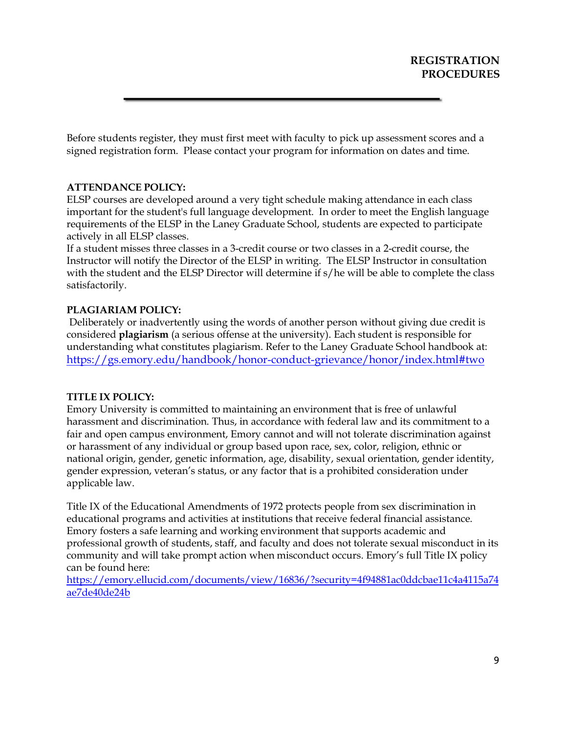# REGISTRATION PROCEDURES

Before students register, they must first meet with faculty to pick up assessment scores and a signed registration form. Please contact your program for information on dates and time.

**ATTENDANCE POLICY:**
ELSP courses are developed around a very tight schedule making attendance in each class important for the student's full language development. In order to meet the English language requirements of the ELSP in the Laney Graduate School, students are expected to participate actively in all ELSP classes.
If a student misses three classes in a 3-credit course or two classes in a 2-credit course, the Instructor will notify the Director of the ELSP in writing. The ELSP Instructor in consultation with the student and the ELSP Director will determine if s/he will be able to complete the class satisfactorily.

**PLAGIARIAM POLICY:**
Deliberately or inadvertently using the words of another person without giving due credit is considered **plagiarism** (a serious offense at the university). Each student is responsible for understanding what constitutes plagiarism. Refer to the Laney Graduate School handbook at: https://gs.emory.edu/handbook/honor-conduct-grievance/honor/index.html#two

**TITLE IX POLICY:**
Emory University is committed to maintaining an environment that is free of unlawful harassment and discrimination. Thus, in accordance with federal law and its commitment to a fair and open campus environment, Emory cannot and will not tolerate discrimination against or harassment of any individual or group based upon race, sex, color, religion, ethnic or national origin, gender, genetic information, age, disability, sexual orientation, gender identity, gender expression, veteran's status, or any factor that is a prohibited consideration under applicable law.

Title IX of the Educational Amendments of 1972 protects people from sex discrimination in educational programs and activities at institutions that receive federal financial assistance. Emory fosters a safe learning and working environment that supports academic and professional growth of students, staff, and faculty and does not tolerate sexual misconduct in its community and will take prompt action when misconduct occurs. Emory's full Title IX policy can be found here:
https://emory.ellucid.com/documents/view/16836/?security=4f94881ac0ddcbae11c4a4115a74ae7de40de24b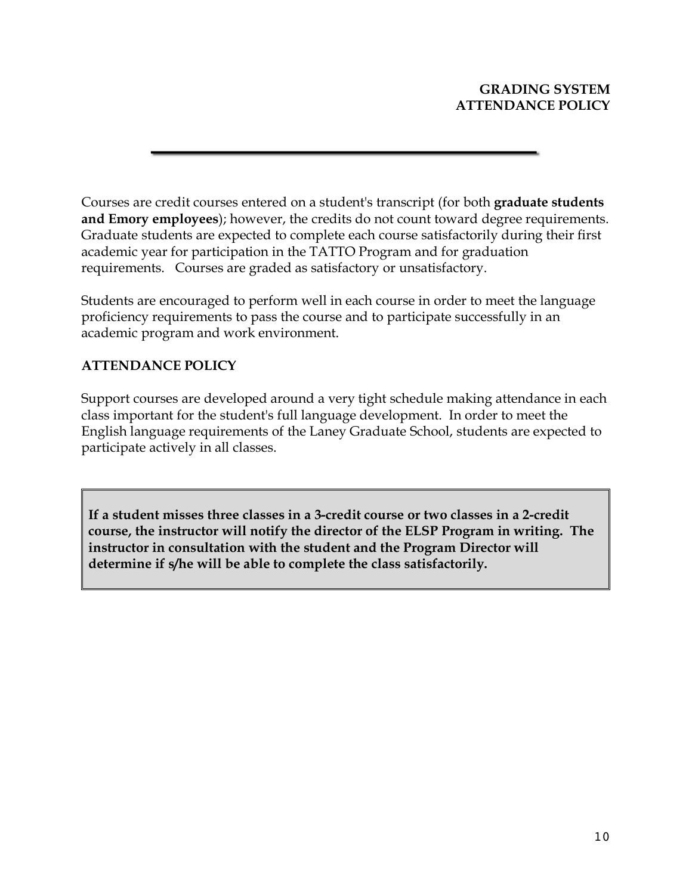## GRADING SYSTEM
## ATTENDANCE POLICY

---

Courses are credit courses entered on a student's transcript (for both **graduate students and Emory employees**); however, the credits do not count toward degree requirements. Graduate students are expected to complete each course satisfactorily during their first academic year for participation in the TATTO Program and for graduation requirements. Courses are graded as satisfactory or unsatisfactory.

Students are encouraged to perform well in each course in order to meet the language proficiency requirements to pass the course and to participate successfully in an academic program and work environment.

### ATTENDANCE POLICY

Support courses are developed around a very tight schedule making attendance in each class important for the student's full language development. In order to meet the English language requirements of the Laney Graduate School, students are expected to participate actively in all classes.

**If a student misses three classes in a 3-credit course or two classes in a 2-credit course, the instructor will notify the director of the ELSP Program in writing. The instructor in consultation with the student and the Program Director will determine if s/he will be able to complete the class satisfactorily.**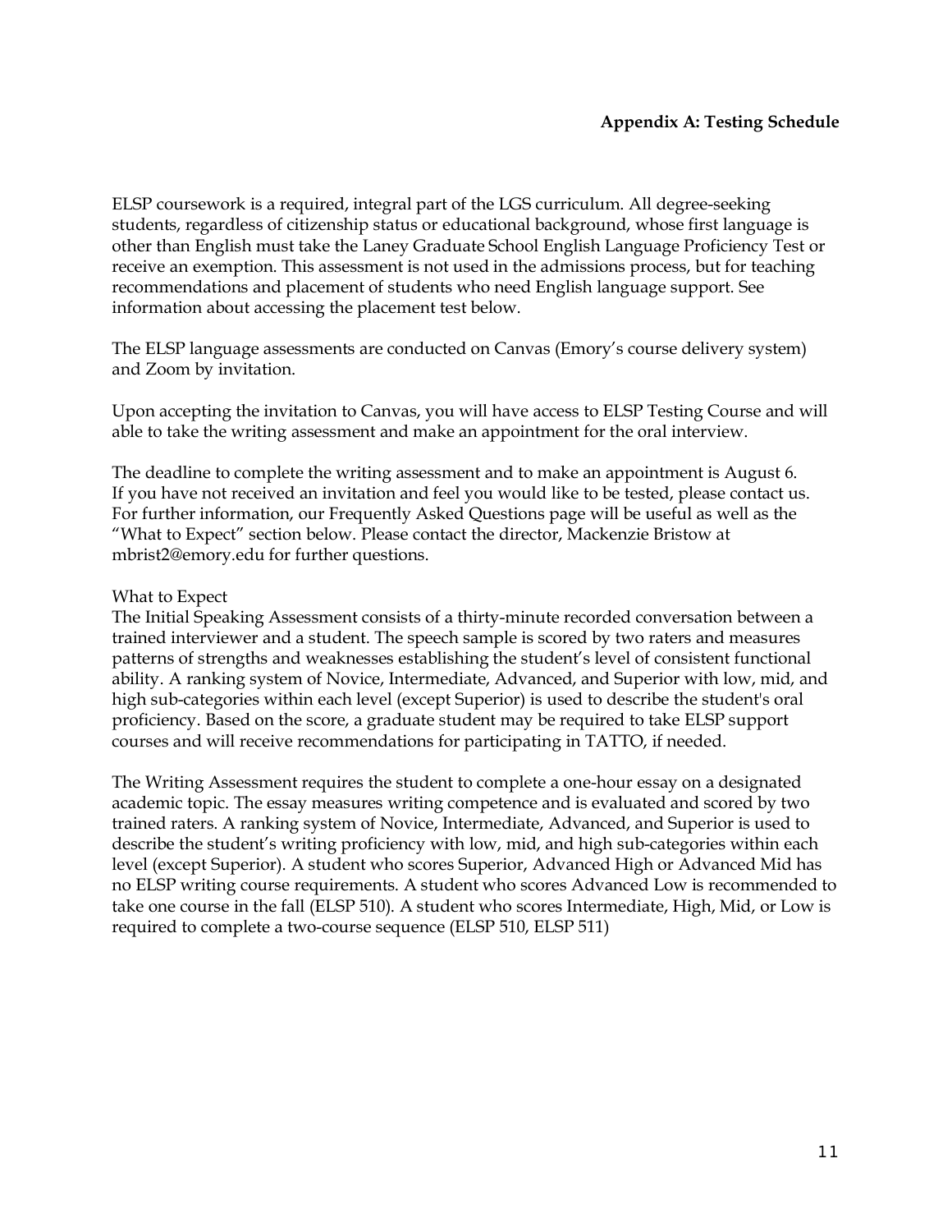## Appendix A: Testing Schedule

ELSP coursework is a required, integral part of the LGS curriculum. All degree-seeking students, regardless of citizenship status or educational background, whose first language is other than English must take the Laney Graduate School English Language Proficiency Test or receive an exemption. This assessment is not used in the admissions process, but for teaching recommendations and placement of students who need English language support. See information about accessing the placement test below.

The ELSP language assessments are conducted on Canvas (Emory's course delivery system) and Zoom by invitation.

Upon accepting the invitation to Canvas, you will have access to ELSP Testing Course and will able to take the writing assessment and make an appointment for the oral interview.

The deadline to complete the writing assessment and to make an appointment is August 6. If you have not received an invitation and feel you would like to be tested, please contact us. For further information, our Frequently Asked Questions page will be useful as well as the "What to Expect" section below. Please contact the director, Mackenzie Bristow at mbrist2@emory.edu for further questions.

What to Expect

The Initial Speaking Assessment consists of a thirty-minute recorded conversation between a trained interviewer and a student. The speech sample is scored by two raters and measures patterns of strengths and weaknesses establishing the student's level of consistent functional ability. A ranking system of Novice, Intermediate, Advanced, and Superior with low, mid, and high sub-categories within each level (except Superior) is used to describe the student's oral proficiency. Based on the score, a graduate student may be required to take ELSP support courses and will receive recommendations for participating in TATTO, if needed.

The Writing Assessment requires the student to complete a one-hour essay on a designated academic topic. The essay measures writing competence and is evaluated and scored by two trained raters. A ranking system of Novice, Intermediate, Advanced, and Superior is used to describe the student's writing proficiency with low, mid, and high sub-categories within each level (except Superior). A student who scores Superior, Advanced High or Advanced Mid has no ELSP writing course requirements. A student who scores Advanced Low is recommended to take one course in the fall (ELSP 510). A student who scores Intermediate, High, Mid, or Low is required to complete a two-course sequence (ELSP 510, ELSP 511)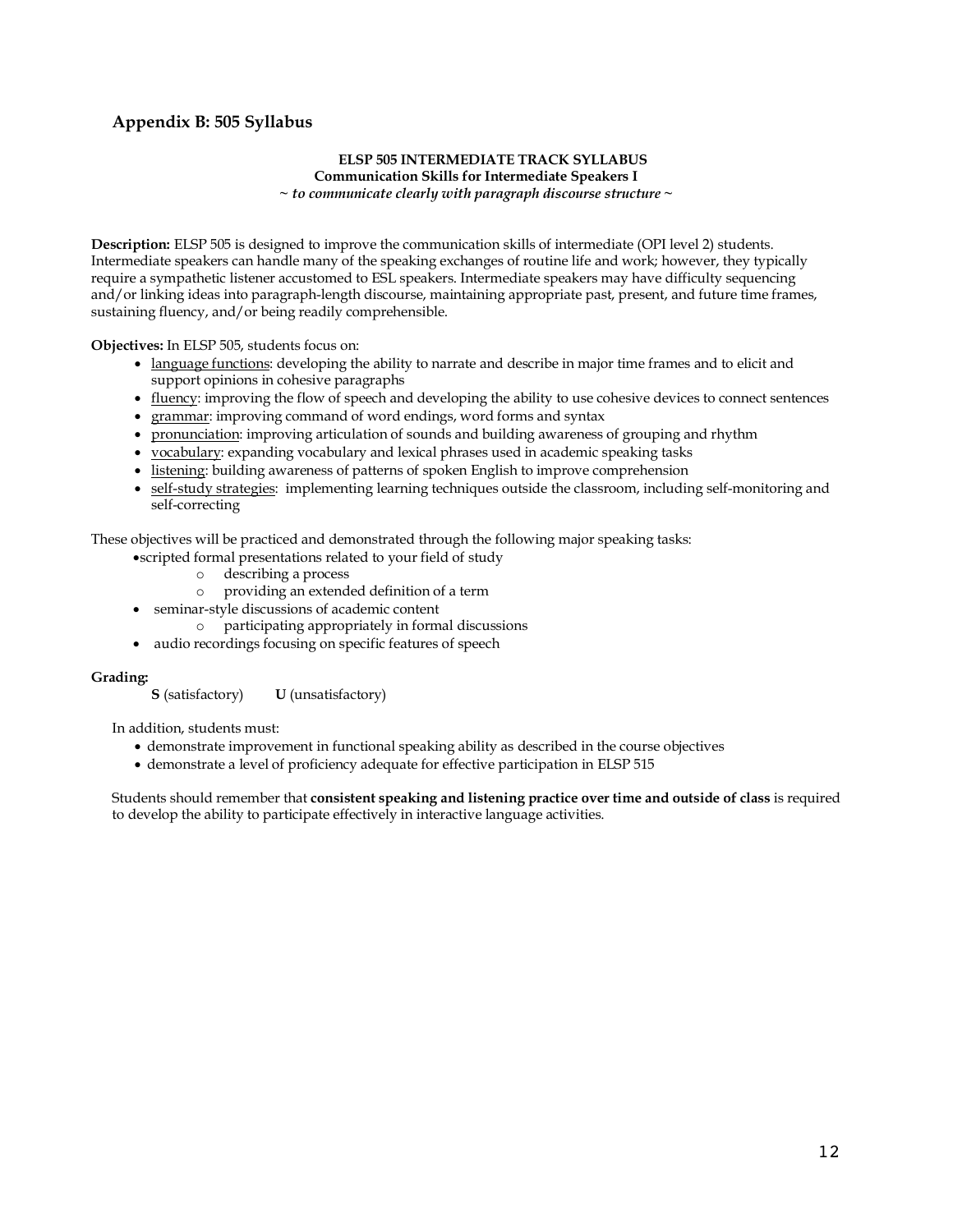## Appendix B: 505 Syllabus

**ELSP 505 INTERMEDIATE TRACK SYLLABUS**
**Communication Skills for Intermediate Speakers I**
*~ to communicate clearly with paragraph discourse structure ~*

**Description:** ELSP 505 is designed to improve the communication skills of intermediate (OPI level 2) students. Intermediate speakers can handle many of the speaking exchanges of routine life and work; however, they typically require a sympathetic listener accustomed to ESL speakers. Intermediate speakers may have difficulty sequencing and/or linking ideas into paragraph-length discourse, maintaining appropriate past, present, and future time frames, sustaining fluency, and/or being readily comprehensible.

**Objectives:** In ELSP 505, students focus on:

- <u>language functions</u>: developing the ability to narrate and describe in major time frames and to elicit and support opinions in cohesive paragraphs
- <u>fluency</u>: improving the flow of speech and developing the ability to use cohesive devices to connect sentences
- <u>grammar</u>: improving command of word endings, word forms and syntax
- <u>pronunciation</u>: improving articulation of sounds and building awareness of grouping and rhythm
- <u>vocabulary</u>: expanding vocabulary and lexical phrases used in academic speaking tasks
- <u>listening</u>: building awareness of patterns of spoken English to improve comprehension
- <u>self-study strategies</u>: implementing learning techniques outside the classroom, including self-monitoring and self-correcting

These objectives will be practiced and demonstrated through the following major speaking tasks:

- scripted formal presentations related to your field of study
  - describing a process
  - providing an extended definition of a term
- seminar-style discussions of academic content
  - participating appropriately in formal discussions
- audio recordings focusing on specific features of speech

**Grading:**

**S** (satisfactory) **U** (unsatisfactory)

In addition, students must:

- demonstrate improvement in functional speaking ability as described in the course objectives
- demonstrate a level of proficiency adequate for effective participation in ELSP 515

Students should remember that **consistent speaking and listening practice over time and outside of class** is required to develop the ability to participate effectively in interactive language activities.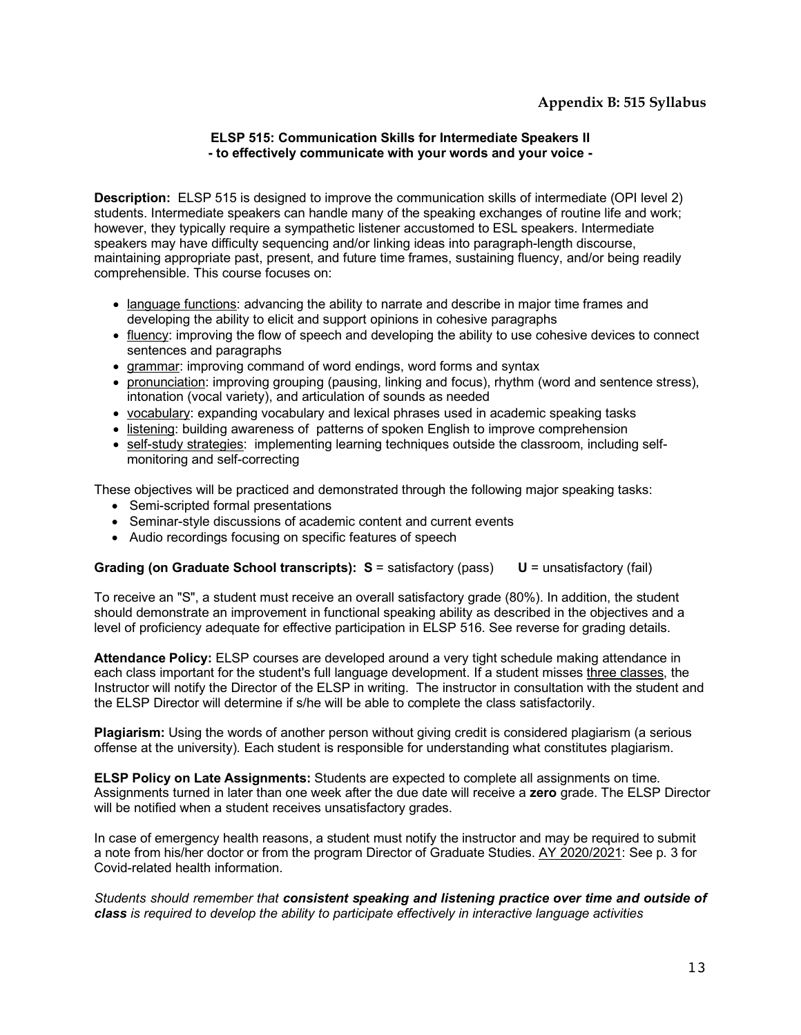## Appendix B: 515 Syllabus

### ELSP 515: Communication Skills for Intermediate Speakers II
**- to effectively communicate with your words and your voice -**

**Description:** ELSP 515 is designed to improve the communication skills of intermediate (OPI level 2) students. Intermediate speakers can handle many of the speaking exchanges of routine life and work; however, they typically require a sympathetic listener accustomed to ESL speakers. Intermediate speakers may have difficulty sequencing and/or linking ideas into paragraph-length discourse, maintaining appropriate past, present, and future time frames, sustaining fluency, and/or being readily comprehensible. This course focuses on:

- language functions: advancing the ability to narrate and describe in major time frames and developing the ability to elicit and support opinions in cohesive paragraphs
- fluency: improving the flow of speech and developing the ability to use cohesive devices to connect sentences and paragraphs
- grammar: improving command of word endings, word forms and syntax
- pronunciation: improving grouping (pausing, linking and focus), rhythm (word and sentence stress), intonation (vocal variety), and articulation of sounds as needed
- vocabulary: expanding vocabulary and lexical phrases used in academic speaking tasks
- listening: building awareness of patterns of spoken English to improve comprehension
- self-study strategies: implementing learning techniques outside the classroom, including self-monitoring and self-correcting

These objectives will be practiced and demonstrated through the following major speaking tasks:

- Semi-scripted formal presentations
- Seminar-style discussions of academic content and current events
- Audio recordings focusing on specific features of speech

**Grading (on Graduate School transcripts): S** = satisfactory (pass) **U** = unsatisfactory (fail)

To receive an "S", a student must receive an overall satisfactory grade (80%). In addition, the student should demonstrate an improvement in functional speaking ability as described in the objectives and a level of proficiency adequate for effective participation in ELSP 516. See reverse for grading details.

**Attendance Policy:** ELSP courses are developed around a very tight schedule making attendance in each class important for the student's full language development. If a student misses three classes, the Instructor will notify the Director of the ELSP in writing. The instructor in consultation with the student and the ELSP Director will determine if s/he will be able to complete the class satisfactorily.

**Plagiarism:** Using the words of another person without giving credit is considered plagiarism (a serious offense at the university). Each student is responsible for understanding what constitutes plagiarism.

**ELSP Policy on Late Assignments:** Students are expected to complete all assignments on time. Assignments turned in later than one week after the due date will receive a **zero** grade. The ELSP Director will be notified when a student receives unsatisfactory grades.

In case of emergency health reasons, a student must notify the instructor and may be required to submit a note from his/her doctor or from the program Director of Graduate Studies. AY 2020/2021: See p. 3 for Covid-related health information.

*Students should remember that **consistent speaking and listening practice over time and outside of class** is required to develop the ability to participate effectively in interactive language activities*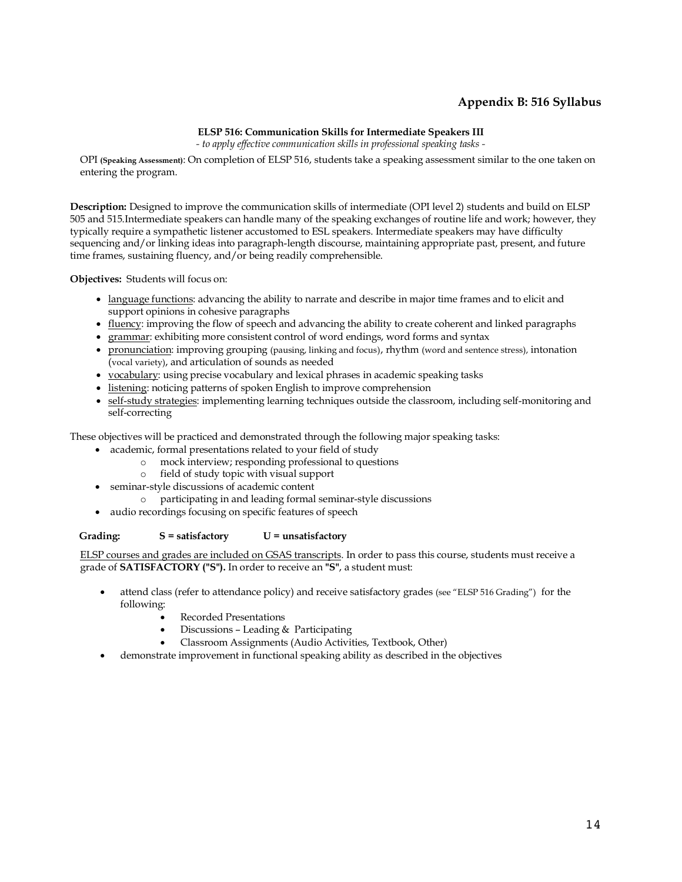## Appendix B: 516 Syllabus

**ELSP 516: Communication Skills for Intermediate Speakers III**

*- to apply effective communication skills in professional speaking tasks -*

OPI **(Speaking Assessment)**: On completion of ELSP 516, students take a speaking assessment similar to the one taken on entering the program.

**Description:** Designed to improve the communication skills of intermediate (OPI level 2) students and build on ELSP 505 and 515.Intermediate speakers can handle many of the speaking exchanges of routine life and work; however, they typically require a sympathetic listener accustomed to ESL speakers. Intermediate speakers may have difficulty sequencing and/or linking ideas into paragraph-length discourse, maintaining appropriate past, present, and future time frames, sustaining fluency, and/or being readily comprehensible.

**Objectives:** Students will focus on:

- language functions: advancing the ability to narrate and describe in major time frames and to elicit and support opinions in cohesive paragraphs
- fluency: improving the flow of speech and advancing the ability to create coherent and linked paragraphs
- grammar: exhibiting more consistent control of word endings, word forms and syntax
- pronunciation: improving grouping (pausing, linking and focus), rhythm (word and sentence stress), intonation (vocal variety), and articulation of sounds as needed
- vocabulary: using precise vocabulary and lexical phrases in academic speaking tasks
- listening: noticing patterns of spoken English to improve comprehension
- self-study strategies: implementing learning techniques outside the classroom, including self-monitoring and self-correcting

These objectives will be practiced and demonstrated through the following major speaking tasks:

- academic, formal presentations related to your field of study
  - mock interview; responding professional to questions
  - field of study topic with visual support
- seminar-style discussions of academic content
  - participating in and leading formal seminar-style discussions
- audio recordings focusing on specific features of speech

**Grading: S = satisfactory U = unsatisfactory**

ELSP courses and grades are included on GSAS transcripts. In order to pass this course, students must receive a grade of **SATISFACTORY ("S").** In order to receive an **"S"**, a student must:

- attend class (refer to attendance policy) and receive satisfactory grades (see "ELSP 516 Grading") for the following:
  - Recorded Presentations
  - Discussions – Leading & Participating
  - Classroom Assignments (Audio Activities, Textbook, Other)
- demonstrate improvement in functional speaking ability as described in the objectives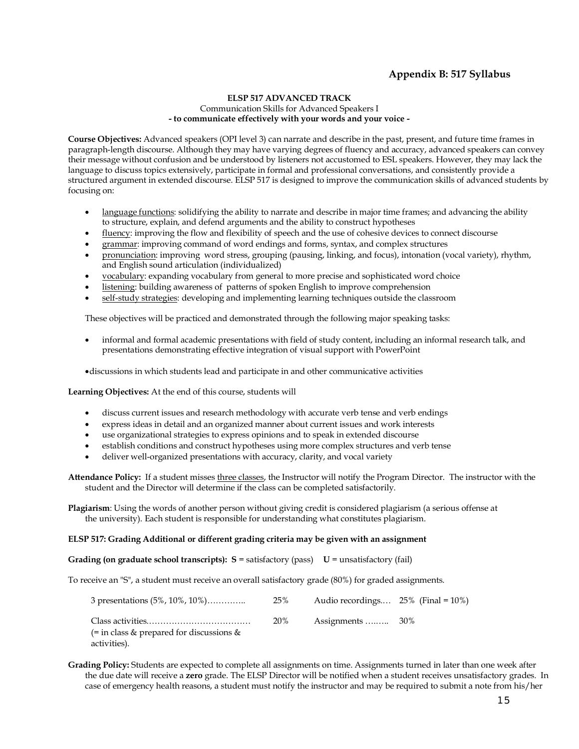## Appendix B: 517 Syllabus

**ELSP 517 ADVANCED TRACK**
Communication Skills for Advanced Speakers I
**- to communicate effectively with your words and your voice -**

**Course Objectives:** Advanced speakers (OPI level 3) can narrate and describe in the past, present, and future time frames in paragraph-length discourse. Although they may have varying degrees of fluency and accuracy, advanced speakers can convey their message without confusion and be understood by listeners not accustomed to ESL speakers. However, they may lack the language to discuss topics extensively, participate in formal and professional conversations, and consistently provide a structured argument in extended discourse. ELSP 517 is designed to improve the communication skills of advanced students by focusing on:

- language functions: solidifying the ability to narrate and describe in major time frames; and advancing the ability to structure, explain, and defend arguments and the ability to construct hypotheses
- fluency: improving the flow and flexibility of speech and the use of cohesive devices to connect discourse
- grammar: improving command of word endings and forms, syntax, and complex structures
- pronunciation: improving word stress, grouping (pausing, linking, and focus), intonation (vocal variety), rhythm, and English sound articulation (individualized)
- vocabulary: expanding vocabulary from general to more precise and sophisticated word choice
- listening: building awareness of patterns of spoken English to improve comprehension
- self-study strategies: developing and implementing learning techniques outside the classroom

These objectives will be practiced and demonstrated through the following major speaking tasks:

- informal and formal academic presentations with field of study content, including an informal research talk, and presentations demonstrating effective integration of visual support with PowerPoint
- discussions in which students lead and participate in and other communicative activities

**Learning Objectives:** At the end of this course, students will

- discuss current issues and research methodology with accurate verb tense and verb endings
- express ideas in detail and an organized manner about current issues and work interests
- use organizational strategies to express opinions and to speak in extended discourse
- establish conditions and construct hypotheses using more complex structures and verb tense
- deliver well-organized presentations with accuracy, clarity, and vocal variety

**Attendance Policy:** If a student misses three classes, the Instructor will notify the Program Director. The instructor with the student and the Director will determine if the class can be completed satisfactorily.

**Plagiarism**: Using the words of another person without giving credit is considered plagiarism (a serious offense at the university). Each student is responsible for understanding what constitutes plagiarism.

**ELSP 517: Grading Additional or different grading criteria may be given with an assignment**

**Grading (on graduate school transcripts): S** = satisfactory (pass) **U** = unsatisfactory (fail)

To receive an "S", a student must receive an overall satisfactory grade (80%) for graded assignments.

| | | | |
|---|---|---|---|
| 3 presentations (5%, 10%, 10%)………….. | 25% | Audio recordings.… | 25% (Final = 10%) |
| Class activities.……………………………… (= in class & prepared for discussions & activities). | 20% | Assignments …..….. | 30% |

**Grading Policy:** Students are expected to complete all assignments on time. Assignments turned in later than one week after the due date will receive a **zero** grade. The ELSP Director will be notified when a student receives unsatisfactory grades. In case of emergency health reasons, a student must notify the instructor and may be required to submit a note from his/her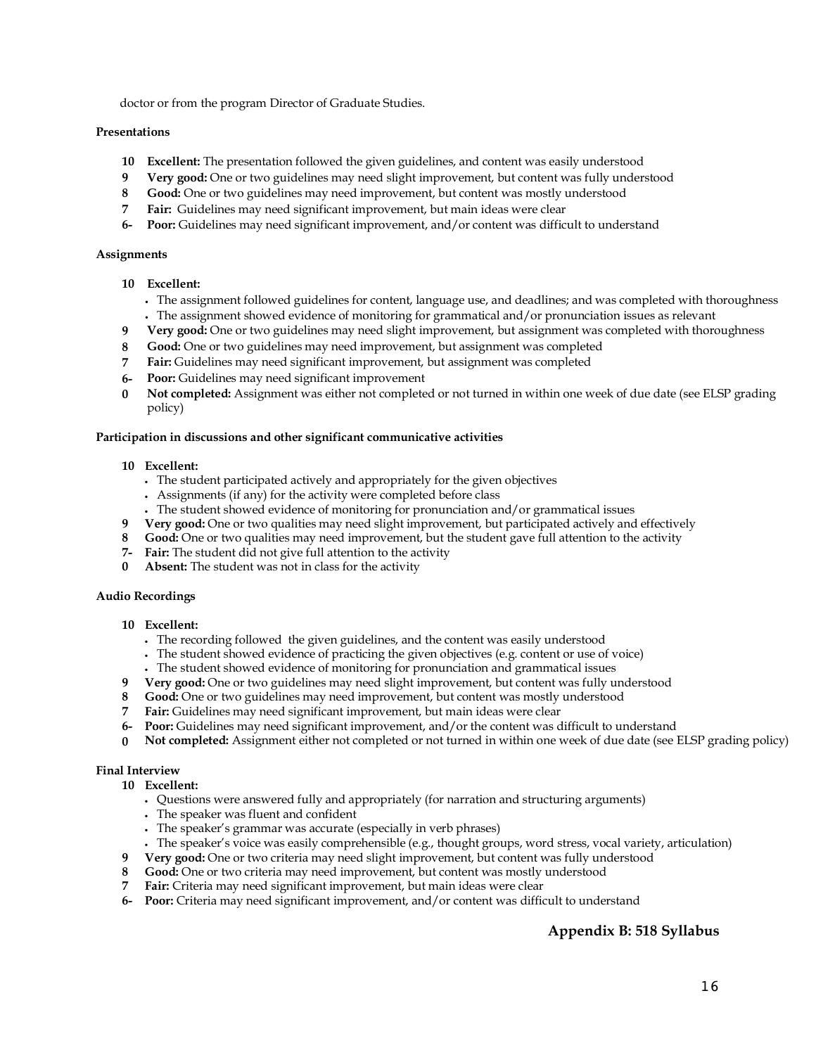doctor or from the program Director of Graduate Studies.

**Presentations**

- **10** **Excellent:** The presentation followed the given guidelines, and content was easily understood
- **9** **Very good:** One or two guidelines may need slight improvement, but content was fully understood
- **8** **Good:** One or two guidelines may need improvement, but content was mostly understood
- **7** **Fair:** Guidelines may need significant improvement, but main ideas were clear
- **6-** **Poor:** Guidelines may need significant improvement, and/or content was difficult to understand

**Assignments**

- **10** **Excellent:**
  - The assignment followed guidelines for content, language use, and deadlines; and was completed with thoroughness
  - The assignment showed evidence of monitoring for grammatical and/or pronunciation issues as relevant
- **9** **Very good:** One or two guidelines may need slight improvement, but assignment was completed with thoroughness
- **8** **Good:** One or two guidelines may need improvement, but assignment was completed
- **7** **Fair:** Guidelines may need significant improvement, but assignment was completed
- **6-** **Poor:** Guidelines may need significant improvement
- **0** **Not completed:** Assignment was either not completed or not turned in within one week of due date (see ELSP grading policy)

**Participation in discussions and other significant communicative activities**

- **10** **Excellent:**
  - The student participated actively and appropriately for the given objectives
  - Assignments (if any) for the activity were completed before class
  - The student showed evidence of monitoring for pronunciation and/or grammatical issues
- **9** **Very good:** One or two qualities may need slight improvement, but participated actively and effectively
- **8** **Good:** One or two qualities may need improvement, but the student gave full attention to the activity
- **7-** **Fair:** The student did not give full attention to the activity
- **0** **Absent:** The student was not in class for the activity

**Audio Recordings**

- **10** **Excellent:**
  - The recording followed the given guidelines, and the content was easily understood
  - The student showed evidence of practicing the given objectives (e.g. content or use of voice)
  - The student showed evidence of monitoring for pronunciation and grammatical issues
- **9** **Very good:** One or two guidelines may need slight improvement, but content was fully understood
- **8** **Good:** One or two guidelines may need improvement, but content was mostly understood
- **7** **Fair:** Guidelines may need significant improvement, but main ideas were clear
- **6-** **Poor:** Guidelines may need significant improvement, and/or the content was difficult to understand
- **0** **Not completed:** Assignment either not completed or not turned in within one week of due date (see ELSP grading policy)

**Final Interview**

- **10** **Excellent:**
  - Questions were answered fully and appropriately (for narration and structuring arguments)
  - The speaker was fluent and confident
  - The speaker's grammar was accurate (especially in verb phrases)
  - The speaker's voice was easily comprehensible (e.g., thought groups, word stress, vocal variety, articulation)
- **9** **Very good:** One or two criteria may need slight improvement, but content was fully understood
- **8** **Good:** One or two criteria may need improvement, but content was mostly understood
- **7** **Fair:** Criteria may need significant improvement, but main ideas were clear
- **6-** **Poor:** Criteria may need significant improvement, and/or content was difficult to understand

## Appendix B: 518 Syllabus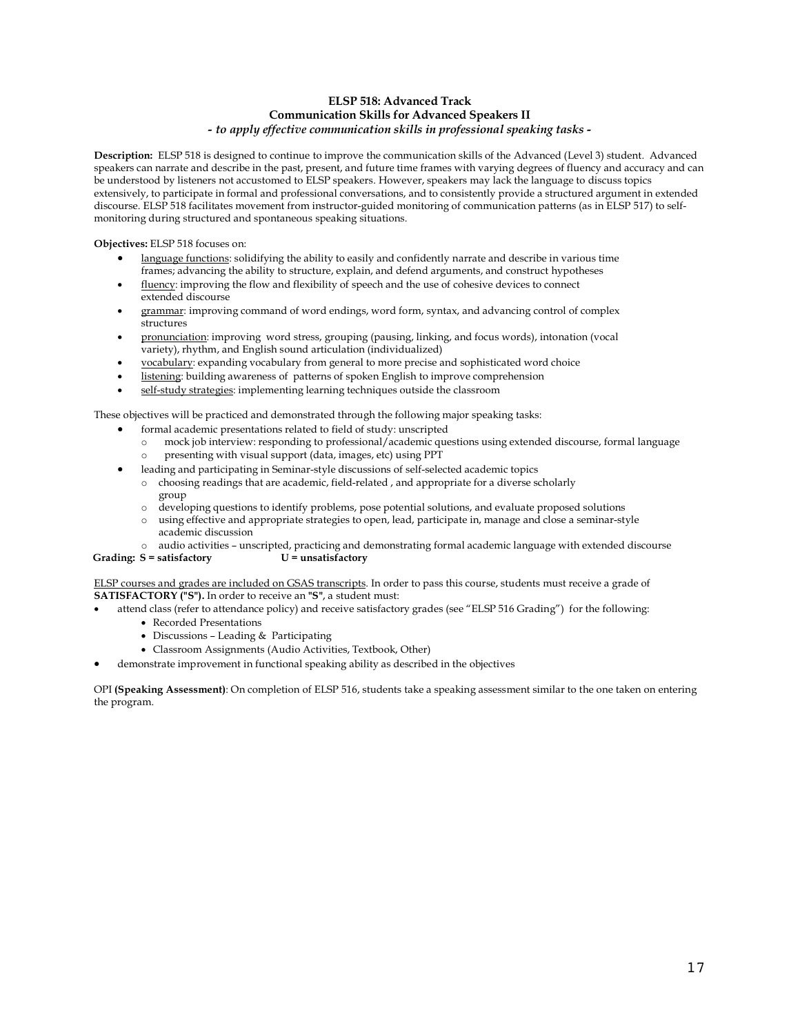# ELSP 518: Advanced Track
## Communication Skills for Advanced Speakers II
### *- to apply effective communication skills in professional speaking tasks -*

**Description:** ELSP 518 is designed to continue to improve the communication skills of the Advanced (Level 3) student. Advanced speakers can narrate and describe in the past, present, and future time frames with varying degrees of fluency and accuracy and can be understood by listeners not accustomed to ELSP speakers. However, speakers may lack the language to discuss topics extensively, to participate in formal and professional conversations, and to consistently provide a structured argument in extended discourse. ELSP 518 facilitates movement from instructor-guided monitoring of communication patterns (as in ELSP 517) to self-monitoring during structured and spontaneous speaking situations.

**Objectives:** ELSP 518 focuses on:

- language functions: solidifying the ability to easily and confidently narrate and describe in various time frames; advancing the ability to structure, explain, and defend arguments, and construct hypotheses
- fluency: improving the flow and flexibility of speech and the use of cohesive devices to connect extended discourse
- grammar: improving command of word endings, word form, syntax, and advancing control of complex structures
- pronunciation: improving word stress, grouping (pausing, linking, and focus words), intonation (vocal variety), rhythm, and English sound articulation (individualized)
- vocabulary: expanding vocabulary from general to more precise and sophisticated word choice
- listening: building awareness of patterns of spoken English to improve comprehension
- self-study strategies: implementing learning techniques outside the classroom

These objectives will be practiced and demonstrated through the following major speaking tasks:

- formal academic presentations related to field of study: unscripted
  - mock job interview: responding to professional/academic questions using extended discourse, formal language
  - presenting with visual support (data, images, etc) using PPT
- leading and participating in Seminar-style discussions of self-selected academic topics
  - choosing readings that are academic, field-related , and appropriate for a diverse scholarly group
  - developing questions to identify problems, pose potential solutions, and evaluate proposed solutions
  - using effective and appropriate strategies to open, lead, participate in, manage and close a seminar-style academic discussion
  - audio activities – unscripted, practicing and demonstrating formal academic language with extended discourse

**Grading: S = satisfactory U = unsatisfactory**

ELSP courses and grades are included on GSAS transcripts. In order to pass this course, students must receive a grade of **SATISFACTORY ("S").** In order to receive an **"S"**, a student must:

- attend class (refer to attendance policy) and receive satisfactory grades (see "ELSP 516 Grading") for the following:
  - Recorded Presentations
  - Discussions – Leading & Participating
  - Classroom Assignments (Audio Activities, Textbook, Other)
- demonstrate improvement in functional speaking ability as described in the objectives

OPI **(Speaking Assessment)**: On completion of ELSP 516, students take a speaking assessment similar to the one taken on entering the program.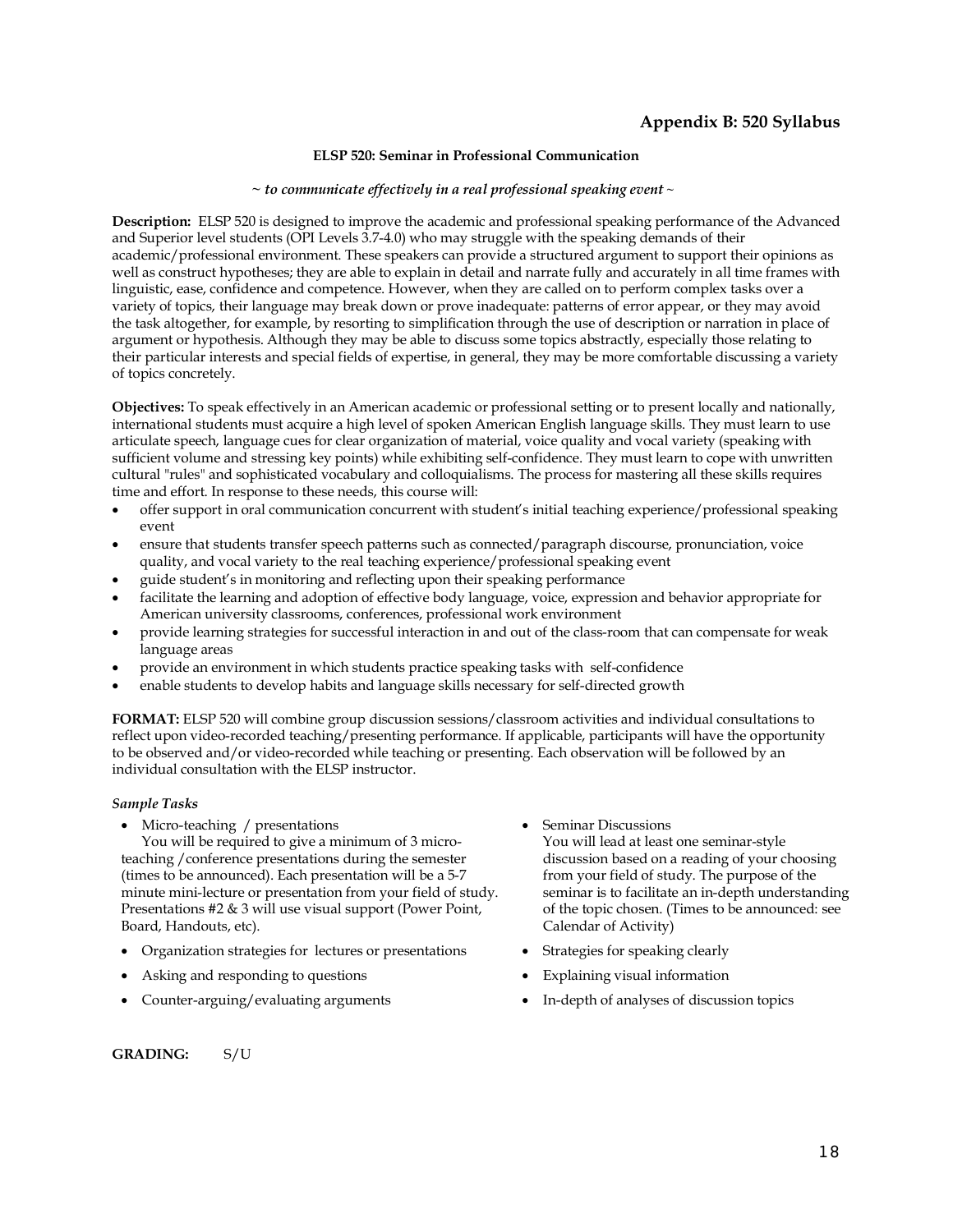## Appendix B: 520 Syllabus

### ELSP 520: Seminar in Professional Communication

*~ to communicate effectively in a real professional speaking event ~*

**Description:** ELSP 520 is designed to improve the academic and professional speaking performance of the Advanced and Superior level students (OPI Levels 3.7-4.0) who may struggle with the speaking demands of their academic/professional environment. These speakers can provide a structured argument to support their opinions as well as construct hypotheses; they are able to explain in detail and narrate fully and accurately in all time frames with linguistic, ease, confidence and competence. However, when they are called on to perform complex tasks over a variety of topics, their language may break down or prove inadequate: patterns of error appear, or they may avoid the task altogether, for example, by resorting to simplification through the use of description or narration in place of argument or hypothesis. Although they may be able to discuss some topics abstractly, especially those relating to their particular interests and special fields of expertise, in general, they may be more comfortable discussing a variety of topics concretely.

**Objectives:** To speak effectively in an American academic or professional setting or to present locally and nationally, international students must acquire a high level of spoken American English language skills. They must learn to use articulate speech, language cues for clear organization of material, voice quality and vocal variety (speaking with sufficient volume and stressing key points) while exhibiting self-confidence. They must learn to cope with unwritten cultural "rules" and sophisticated vocabulary and colloquialisms. The process for mastering all these skills requires time and effort. In response to these needs, this course will:

- offer support in oral communication concurrent with student's initial teaching experience/professional speaking event
- ensure that students transfer speech patterns such as connected/paragraph discourse, pronunciation, voice quality, and vocal variety to the real teaching experience/professional speaking event
- guide student's in monitoring and reflecting upon their speaking performance
- facilitate the learning and adoption of effective body language, voice, expression and behavior appropriate for American university classrooms, conferences, professional work environment
- provide learning strategies for successful interaction in and out of the class-room that can compensate for weak language areas
- provide an environment in which students practice speaking tasks with self-confidence
- enable students to develop habits and language skills necessary for self-directed growth

**FORMAT:** ELSP 520 will combine group discussion sessions/classroom activities and individual consultations to reflect upon video-recorded teaching/presenting performance. If applicable, participants will have the opportunity to be observed and/or video-recorded while teaching or presenting. Each observation will be followed by an individual consultation with the ELSP instructor.

***Sample Tasks***

- Micro-teaching / presentations
  You will be required to give a minimum of 3 micro-teaching /conference presentations during the semester (times to be announced). Each presentation will be a 5-7 minute mini-lecture or presentation from your field of study. Presentations #2 & 3 will use visual support (Power Point, Board, Handouts, etc).
- Organization strategies for lectures or presentations
- Asking and responding to questions
- Counter-arguing/evaluating arguments
- Seminar Discussions
  You will lead at least one seminar-style discussion based on a reading of your choosing from your field of study. The purpose of the seminar is to facilitate an in-depth understanding of the topic chosen. (Times to be announced: see Calendar of Activity)
- Strategies for speaking clearly
- Explaining visual information
- In-depth of analyses of discussion topics

**GRADING:** S/U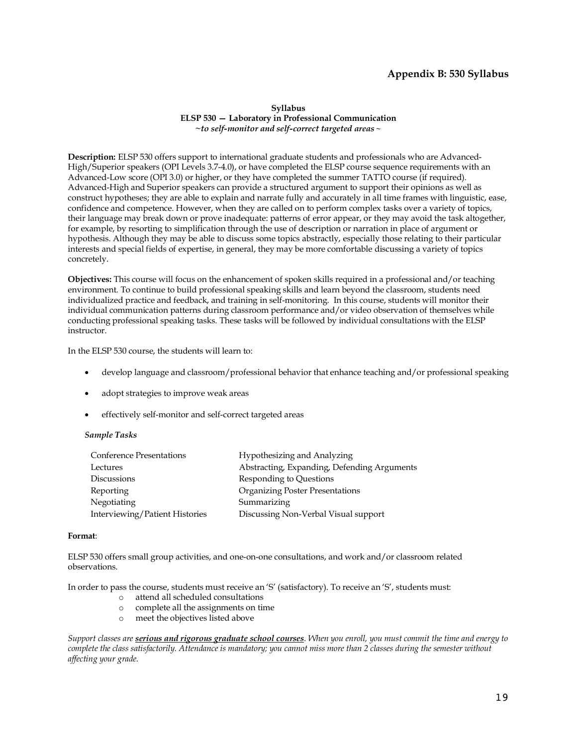## Appendix B: 530 Syllabus

**Syllabus**
**ELSP 530 — Laboratory in Professional Communication**
***~to self-monitor and self-correct targeted areas ~***

**Description:** ELSP 530 offers support to international graduate students and professionals who are Advanced-High/Superior speakers (OPI Levels 3.7-4.0), or have completed the ELSP course sequence requirements with an Advanced-Low score (OPI 3.0) or higher, or they have completed the summer TATTO course (if required). Advanced-High and Superior speakers can provide a structured argument to support their opinions as well as construct hypotheses; they are able to explain and narrate fully and accurately in all time frames with linguistic, ease, confidence and competence. However, when they are called on to perform complex tasks over a variety of topics, their language may break down or prove inadequate: patterns of error appear, or they may avoid the task altogether, for example, by resorting to simplification through the use of description or narration in place of argument or hypothesis. Although they may be able to discuss some topics abstractly, especially those relating to their particular interests and special fields of expertise, in general, they may be more comfortable discussing a variety of topics concretely.

**Objectives:** This course will focus on the enhancement of spoken skills required in a professional and/or teaching environment. To continue to build professional speaking skills and learn beyond the classroom, students need individualized practice and feedback, and training in self-monitoring. In this course, students will monitor their individual communication patterns during classroom performance and/or video observation of themselves while conducting professional speaking tasks. These tasks will be followed by individual consultations with the ELSP instructor.

In the ELSP 530 course, the students will learn to:

- develop language and classroom/professional behavior that enhance teaching and/or professional speaking
- adopt strategies to improve weak areas
- effectively self-monitor and self-correct targeted areas

***Sample Tasks***

| | |
|---|---|
| Conference Presentations | Hypothesizing and Analyzing |
| Lectures | Abstracting, Expanding, Defending Arguments |
| Discussions | Responding to Questions |
| Reporting | Organizing Poster Presentations |
| Negotiating | Summarizing |
| Interviewing/Patient Histories | Discussing Non-Verbal Visual support |

**Format**:

ELSP 530 offers small group activities, and one-on-one consultations, and work and/or classroom related observations.

In order to pass the course, students must receive an 'S' (satisfactory). To receive an 'S', students must:

- attend all scheduled consultations
- complete all the assignments on time
- meet the objectives listed above

*Support classes are **serious and rigorous graduate school courses**. When you enroll, you must commit the time and energy to complete the class satisfactorily. Attendance is mandatory; you cannot miss more than 2 classes during the semester without affecting your grade.*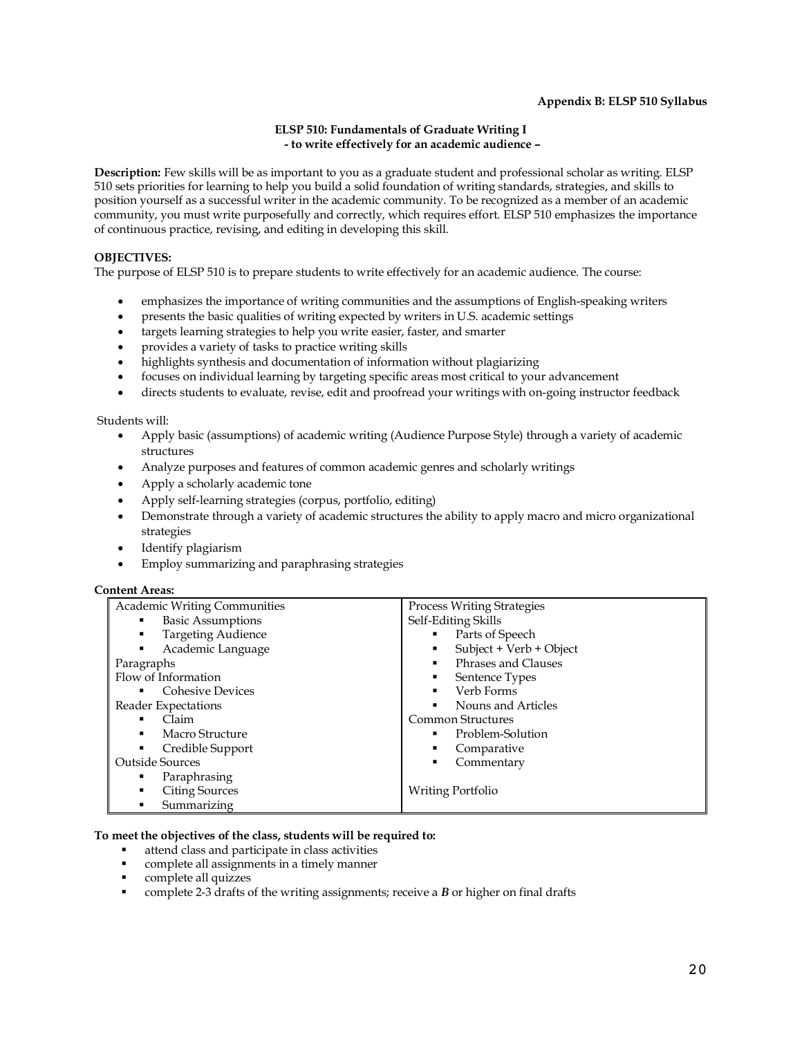**Appendix B: ELSP 510 Syllabus**

## ELSP 510: Fundamentals of Graduate Writing I
### - to write effectively for an academic audience –

**Description:** Few skills will be as important to you as a graduate student and professional scholar as writing. ELSP 510 sets priorities for learning to help you build a solid foundation of writing standards, strategies, and skills to position yourself as a successful writer in the academic community. To be recognized as a member of an academic community, you must write purposefully and correctly, which requires effort. ELSP 510 emphasizes the importance of continuous practice, revising, and editing in developing this skill.

**OBJECTIVES:**
The purpose of ELSP 510 is to prepare students to write effectively for an academic audience. The course:

- emphasizes the importance of writing communities and the assumptions of English-speaking writers
- presents the basic qualities of writing expected by writers in U.S. academic settings
- targets learning strategies to help you write easier, faster, and smarter
- provides a variety of tasks to practice writing skills
- highlights synthesis and documentation of information without plagiarizing
- focuses on individual learning by targeting specific areas most critical to your advancement
- directs students to evaluate, revise, edit and proofread your writings with on-going instructor feedback

Students will:

- Apply basic (assumptions) of academic writing (Audience Purpose Style) through a variety of academic structures
- Analyze purposes and features of common academic genres and scholarly writings
- Apply a scholarly academic tone
- Apply self-learning strategies (corpus, portfolio, editing)
- Demonstrate through a variety of academic structures the ability to apply macro and micro organizational strategies
- Identify plagiarism
- Employ summarizing and paraphrasing strategies

**Content Areas:**

| | |
|---|---|
| Academic Writing Communities<br>▪ Basic Assumptions<br>▪ Targeting Audience<br>▪ Academic Language<br>Paragraphs<br>Flow of Information<br>▪ Cohesive Devices<br>Reader Expectations<br>▪ Claim<br>▪ Macro Structure<br>▪ Credible Support<br>Outside Sources<br>▪ Paraphrasing<br>▪ Citing Sources<br>▪ Summarizing | Process Writing Strategies<br>Self-Editing Skills<br>▪ Parts of Speech<br>▪ Subject + Verb + Object<br>▪ Phrases and Clauses<br>▪ Sentence Types<br>▪ Verb Forms<br>▪ Nouns and Articles<br>Common Structures<br>▪ Problem-Solution<br>▪ Comparative<br>▪ Commentary<br><br>Writing Portfolio |

**To meet the objectives of the class, students will be required to:**

- attend class and participate in class activities
- complete all assignments in a timely manner
- complete all quizzes
- complete 2-3 drafts of the writing assignments; receive a ***B*** or higher on final drafts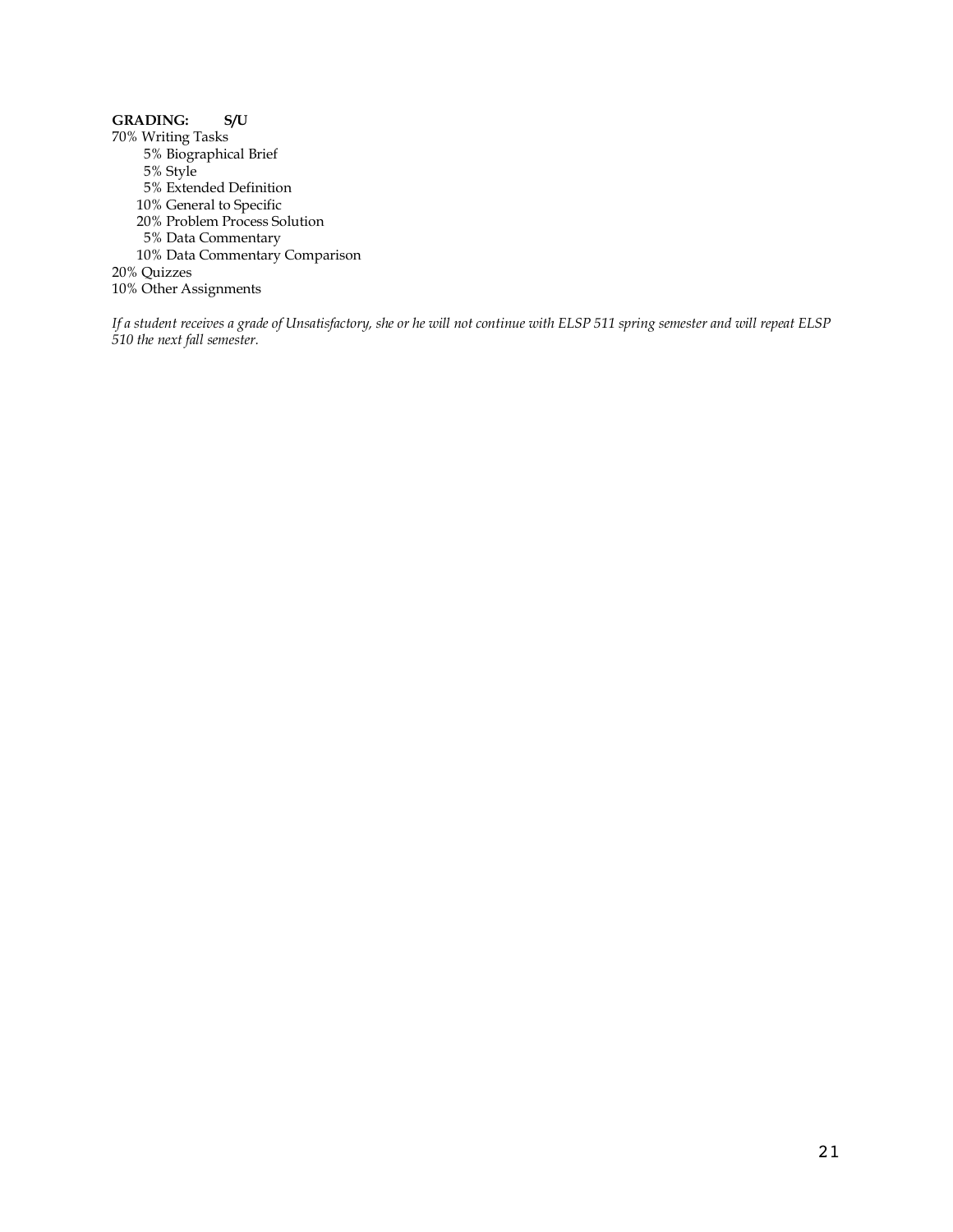**GRADING: S/U**

70% Writing Tasks

- 5% Biographical Brief
- 5% Style
- 5% Extended Definition
- 10% General to Specific
- 20% Problem Process Solution
- 5% Data Commentary
- 10% Data Commentary Comparison

20% Quizzes

10% Other Assignments

*If a student receives a grade of Unsatisfactory, she or he will not continue with ELSP 511 spring semester and will repeat ELSP 510 the next fall semester.*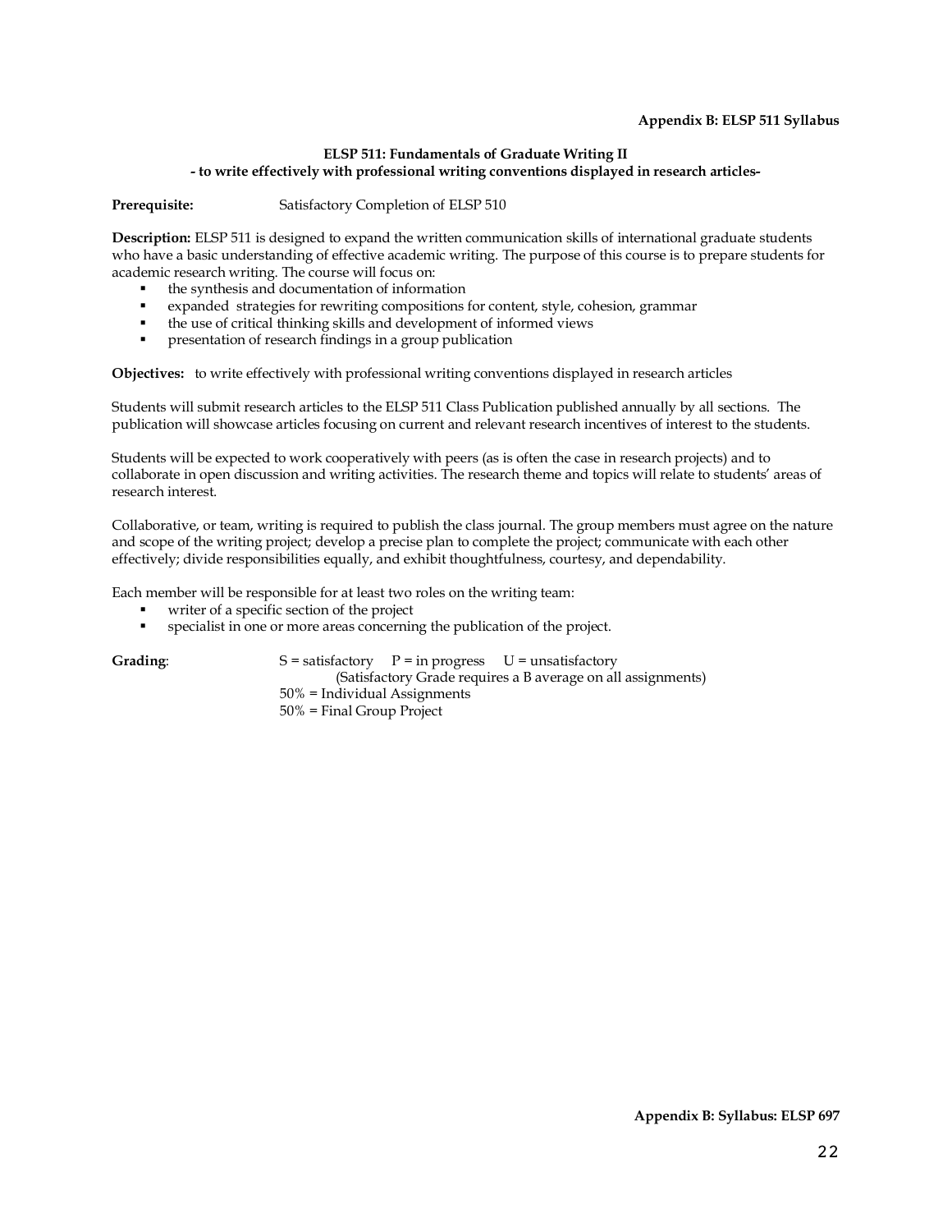**Appendix B: ELSP 511 Syllabus**

**ELSP 511: Fundamentals of Graduate Writing II**
**- to write effectively with professional writing conventions displayed in research articles-**

**Prerequisite:** Satisfactory Completion of ELSP 510

**Description:** ELSP 511 is designed to expand the written communication skills of international graduate students who have a basic understanding of effective academic writing. The purpose of this course is to prepare students for academic research writing. The course will focus on:

- the synthesis and documentation of information
- expanded strategies for rewriting compositions for content, style, cohesion, grammar
- the use of critical thinking skills and development of informed views
- presentation of research findings in a group publication

**Objectives:** to write effectively with professional writing conventions displayed in research articles

Students will submit research articles to the ELSP 511 Class Publication published annually by all sections. The publication will showcase articles focusing on current and relevant research incentives of interest to the students.

Students will be expected to work cooperatively with peers (as is often the case in research projects) and to collaborate in open discussion and writing activities. The research theme and topics will relate to students' areas of research interest.

Collaborative, or team, writing is required to publish the class journal. The group members must agree on the nature and scope of the writing project; develop a precise plan to complete the project; communicate with each other effectively; divide responsibilities equally, and exhibit thoughtfulness, courtesy, and dependability.

Each member will be responsible for at least two roles on the writing team:

- writer of a specific section of the project
- specialist in one or more areas concerning the publication of the project.

**Grading**: S = satisfactory P = in progress U = unsatisfactory
(Satisfactory Grade requires a B average on all assignments)
50% = Individual Assignments
50% = Final Group Project

**Appendix B: Syllabus: ELSP 697**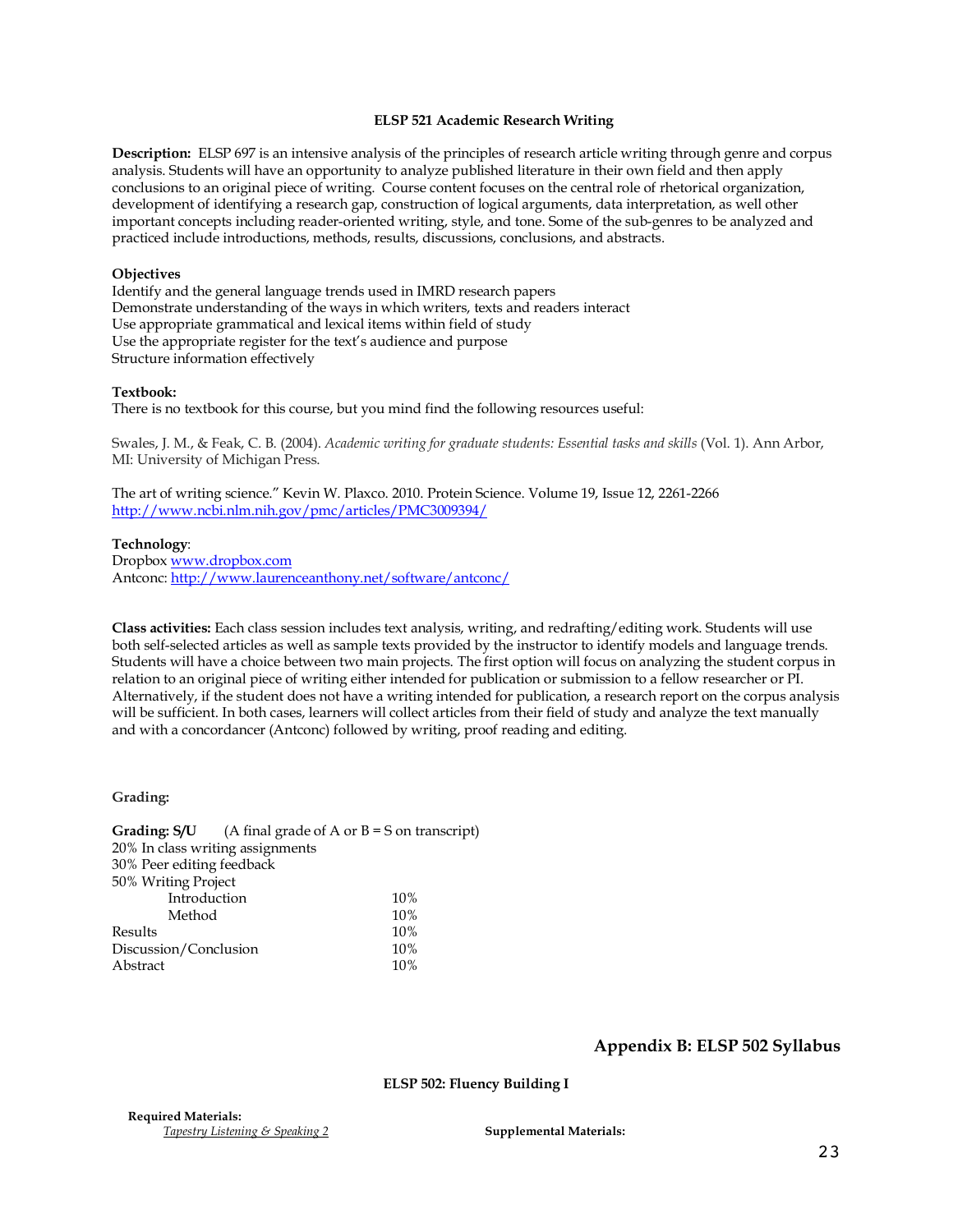### ELSP 521 Academic Research Writing

**Description:** ELSP 697 is an intensive analysis of the principles of research article writing through genre and corpus analysis. Students will have an opportunity to analyze published literature in their own field and then apply conclusions to an original piece of writing. Course content focuses on the central role of rhetorical organization, development of identifying a research gap, construction of logical arguments, data interpretation, as well other important concepts including reader-oriented writing, style, and tone. Some of the sub-genres to be analyzed and practiced include introductions, methods, results, discussions, conclusions, and abstracts.

**Objectives**

Identify and the general language trends used in IMRD research papers
Demonstrate understanding of the ways in which writers, texts and readers interact
Use appropriate grammatical and lexical items within field of study
Use the appropriate register for the text's audience and purpose
Structure information effectively

**Textbook:**
There is no textbook for this course, but you mind find the following resources useful:

Swales, J. M., & Feak, C. B. (2004). *Academic writing for graduate students: Essential tasks and skills* (Vol. 1). Ann Arbor, MI: University of Michigan Press.

The art of writing science." Kevin W. Plaxco. 2010. Protein Science. Volume 19, Issue 12, 2261-2266
http://www.ncbi.nlm.nih.gov/pmc/articles/PMC3009394/

**Technology**:
Dropbox www.dropbox.com
Antconc: http://www.laurenceanthony.net/software/antconc/

**Class activities:** Each class session includes text analysis, writing, and redrafting/editing work. Students will use both self-selected articles as well as sample texts provided by the instructor to identify models and language trends. Students will have a choice between two main projects. The first option will focus on analyzing the student corpus in relation to an original piece of writing either intended for publication or submission to a fellow researcher or PI. Alternatively, if the student does not have a writing intended for publication, a research report on the corpus analysis will be sufficient. In both cases, learners will collect articles from their field of study and analyze the text manually and with a concordancer (Antconc) followed by writing, proof reading and editing.

**Grading:**

**Grading: S/U** (A final grade of A or B = S on transcript)
20% In class writing assignments
30% Peer editing feedback
50% Writing Project

| | |
|---|---|
| Introduction | 10% |
| Method | 10% |
| Results | 10% |
| Discussion/Conclusion | 10% |
| Abstract | 10% |

## Appendix B: ELSP 502 Syllabus

### ELSP 502: Fluency Building I

**Required Materials:**
*Tapestry Listening & Speaking 2*

**Supplemental Materials:**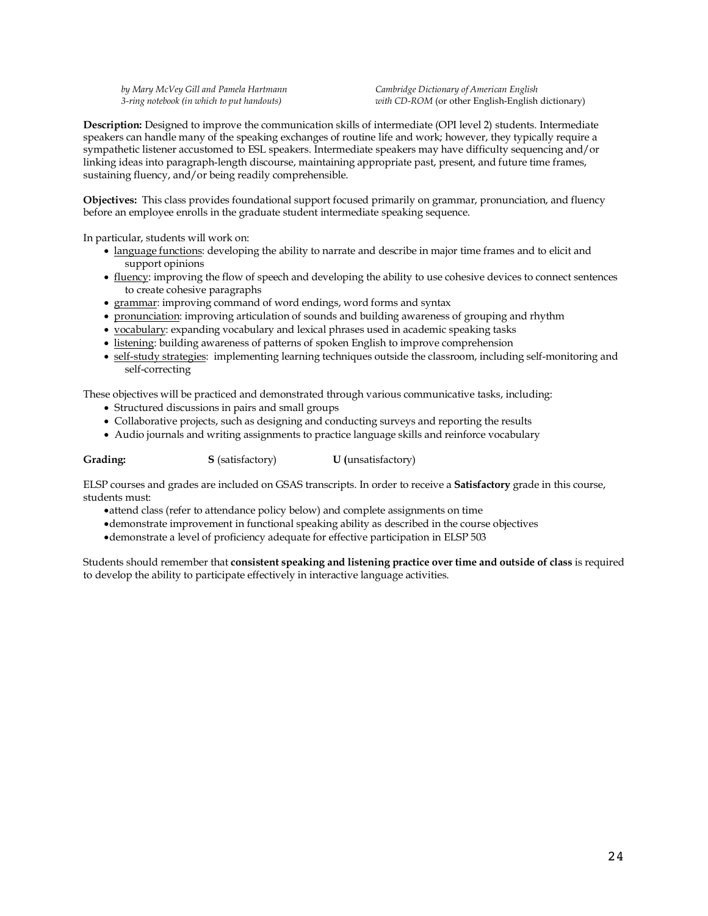*by Mary McVey Gill and Pamela Hartmann* | *Cambridge Dictionary of American English*
*3-ring notebook (in which to put handouts)* | *with CD-ROM* (or other English-English dictionary)

**Description:** Designed to improve the communication skills of intermediate (OPI level 2) students. Intermediate speakers can handle many of the speaking exchanges of routine life and work; however, they typically require a sympathetic listener accustomed to ESL speakers. Intermediate speakers may have difficulty sequencing and/or linking ideas into paragraph-length discourse, maintaining appropriate past, present, and future time frames, sustaining fluency, and/or being readily comprehensible.

**Objectives:** This class provides foundational support focused primarily on grammar, pronunciation, and fluency before an employee enrolls in the graduate student intermediate speaking sequence.

In particular, students will work on:

- language functions: developing the ability to narrate and describe in major time frames and to elicit and support opinions
- fluency: improving the flow of speech and developing the ability to use cohesive devices to connect sentences to create cohesive paragraphs
- grammar: improving command of word endings, word forms and syntax
- pronunciation: improving articulation of sounds and building awareness of grouping and rhythm
- vocabulary: expanding vocabulary and lexical phrases used in academic speaking tasks
- listening: building awareness of patterns of spoken English to improve comprehension
- self-study strategies: implementing learning techniques outside the classroom, including self-monitoring and self-correcting

These objectives will be practiced and demonstrated through various communicative tasks, including:

- Structured discussions in pairs and small groups
- Collaborative projects, such as designing and conducting surveys and reporting the results
- Audio journals and writing assignments to practice language skills and reinforce vocabulary

**Grading:** **S** (satisfactory) **U (**unsatisfactory)

ELSP courses and grades are included on GSAS transcripts. In order to receive a **Satisfactory** grade in this course, students must:

- attend class (refer to attendance policy below) and complete assignments on time
- demonstrate improvement in functional speaking ability as described in the course objectives
- demonstrate a level of proficiency adequate for effective participation in ELSP 503

Students should remember that **consistent speaking and listening practice over time and outside of class** is required to develop the ability to participate effectively in interactive language activities.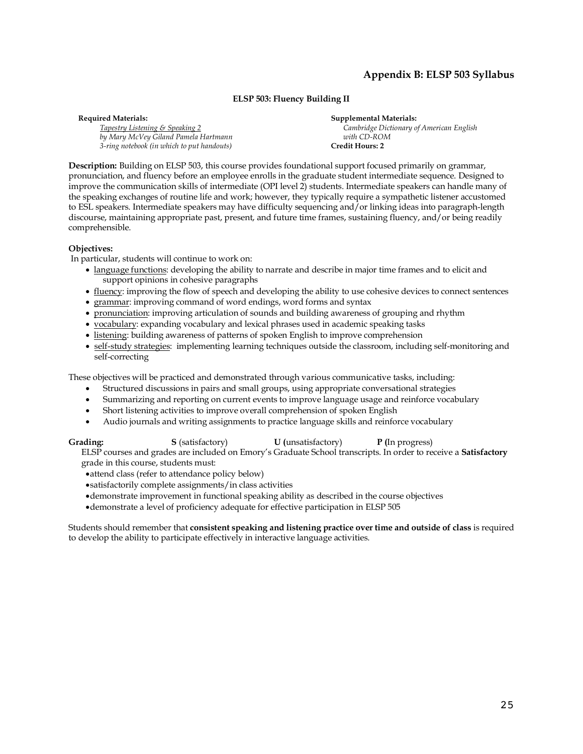## Appendix B: ELSP 503 Syllabus

### ELSP 503: Fluency Building II

**Required Materials:**
*Tapestry Listening & Speaking 2*
*by Mary McVey Giland Pamela Hartmann*
*3-ring notebook (in which to put handouts)*

**Supplemental Materials:**
*Cambridge Dictionary of American English with CD-ROM*
**Credit Hours: 2**

**Description:** Building on ELSP 503, this course provides foundational support focused primarily on grammar, pronunciation, and fluency before an employee enrolls in the graduate student intermediate sequence. Designed to improve the communication skills of intermediate (OPI level 2) students. Intermediate speakers can handle many of the speaking exchanges of routine life and work; however, they typically require a sympathetic listener accustomed to ESL speakers. Intermediate speakers may have difficulty sequencing and/or linking ideas into paragraph-length discourse, maintaining appropriate past, present, and future time frames, sustaining fluency, and/or being readily comprehensible.

**Objectives:**
In particular, students will continue to work on:

- language functions: developing the ability to narrate and describe in major time frames and to elicit and support opinions in cohesive paragraphs
- fluency: improving the flow of speech and developing the ability to use cohesive devices to connect sentences
- grammar: improving command of word endings, word forms and syntax
- pronunciation: improving articulation of sounds and building awareness of grouping and rhythm
- vocabulary: expanding vocabulary and lexical phrases used in academic speaking tasks
- listening: building awareness of patterns of spoken English to improve comprehension
- self-study strategies: implementing learning techniques outside the classroom, including self-monitoring and self-correcting

These objectives will be practiced and demonstrated through various communicative tasks, including:

- Structured discussions in pairs and small groups, using appropriate conversational strategies
- Summarizing and reporting on current events to improve language usage and reinforce vocabulary
- Short listening activities to improve overall comprehension of spoken English
- Audio journals and writing assignments to practice language skills and reinforce vocabulary

**Grading:** **S** (satisfactory) **U (**unsatisfactory) **P (**In progress)

ELSP courses and grades are included on Emory's Graduate School transcripts. In order to receive a **Satisfactory** grade in this course, students must:

- attend class (refer to attendance policy below)
- satisfactorily complete assignments/in class activities
- demonstrate improvement in functional speaking ability as described in the course objectives
- demonstrate a level of proficiency adequate for effective participation in ELSP 505

Students should remember that **consistent speaking and listening practice over time and outside of class** is required to develop the ability to participate effectively in interactive language activities.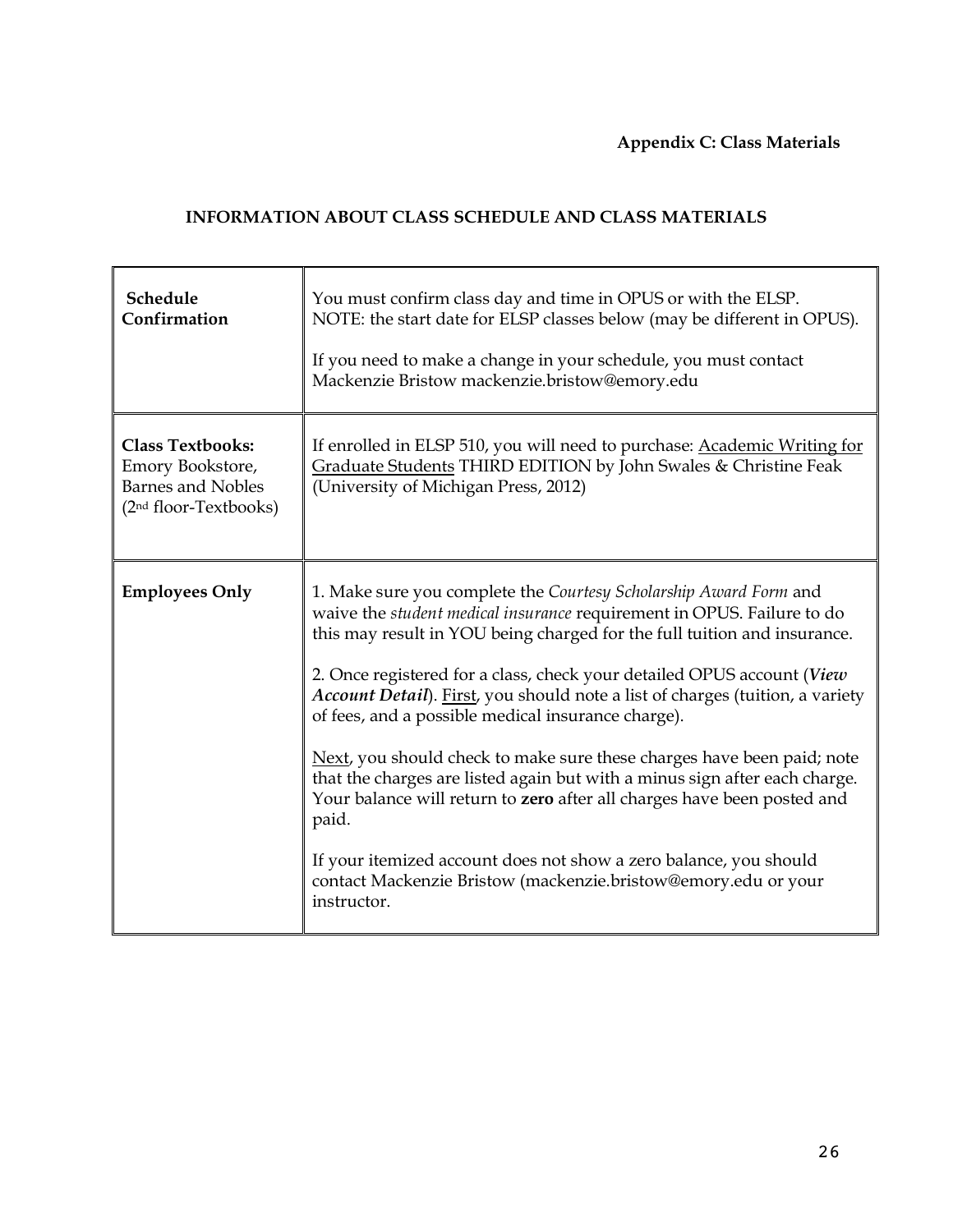**Appendix C: Class Materials**

## INFORMATION ABOUT CLASS SCHEDULE AND CLASS MATERIALS

| | |
|---|---|
| **Schedule Confirmation** | You must confirm class day and time in OPUS or with the ELSP. NOTE: the start date for ELSP classes below (may be different in OPUS).<br><br>If you need to make a change in your schedule, you must contact Mackenzie Bristow mackenzie.bristow@emory.edu |
| **Class Textbooks:** Emory Bookstore, Barnes and Nobles (2nd floor-Textbooks) | If enrolled in ELSP 510, you will need to purchase: Academic Writing for Graduate Students THIRD EDITION by John Swales & Christine Feak (University of Michigan Press, 2012) |
| **Employees Only** | 1. Make sure you complete the *Courtesy Scholarship Award Form* and waive the *student medical insurance* requirement in OPUS. Failure to do this may result in YOU being charged for the full tuition and insurance.<br><br>2. Once registered for a class, check your detailed OPUS account (***View Account Detail***). First, you should note a list of charges (tuition, a variety of fees, and a possible medical insurance charge).<br><br>Next, you should check to make sure these charges have been paid; note that the charges are listed again but with a minus sign after each charge. Your balance will return to **zero** after all charges have been posted and paid.<br><br>If your itemized account does not show a zero balance, you should contact Mackenzie Bristow (mackenzie.bristow@emory.edu or your instructor. |